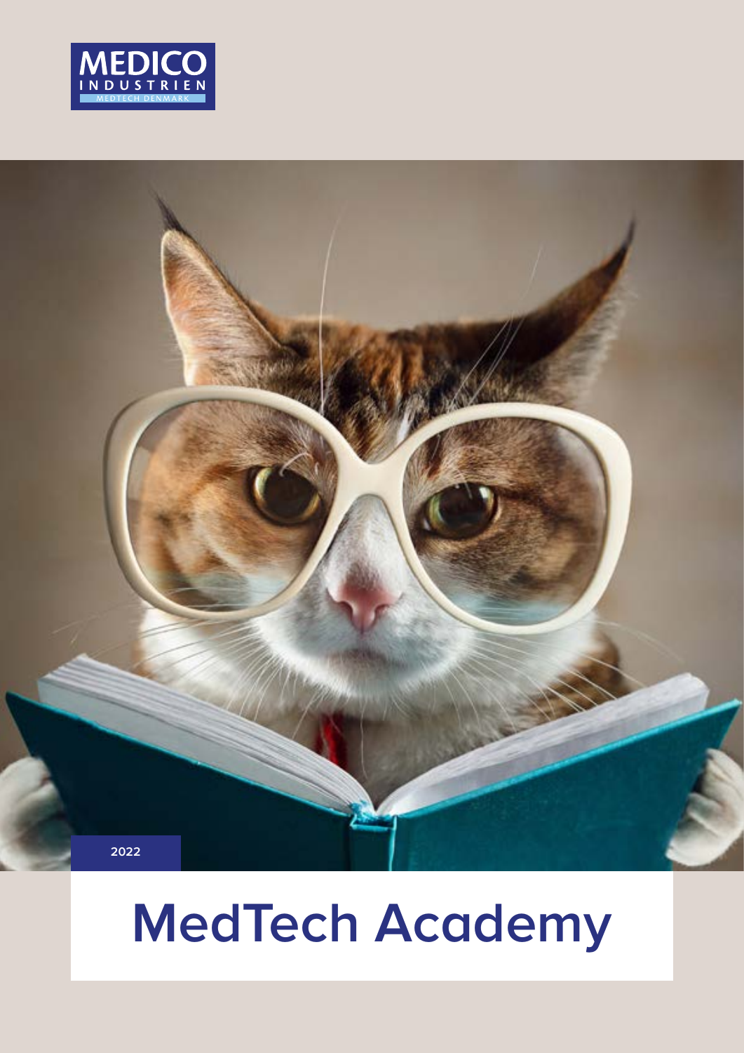MEDICO INDUSTRIEN

MEDTECH DENMARK

2022

# MedTech Academy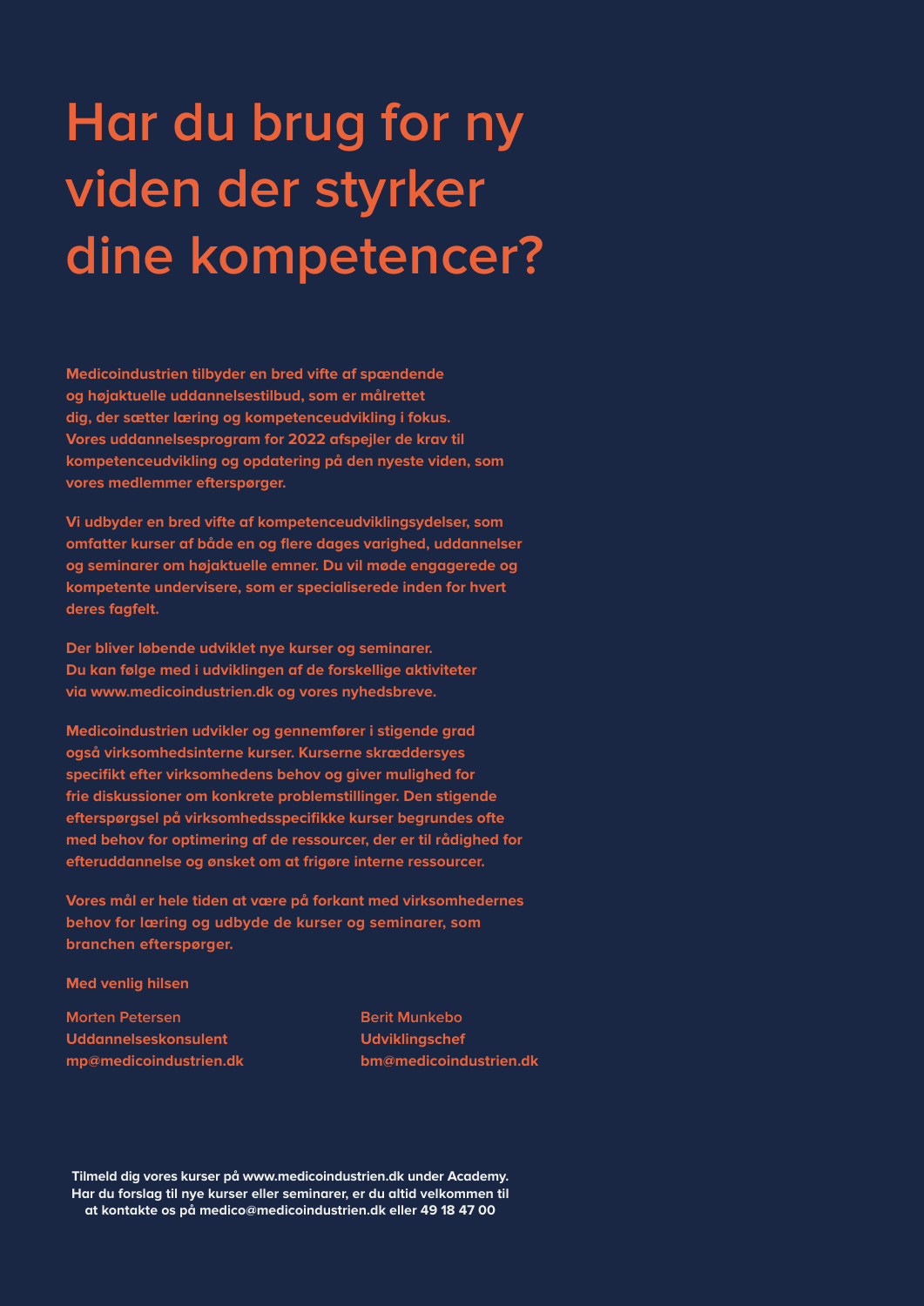# Har du brug for ny viden der styrker dine kompetencer?

**Medicoindustrien tilbyder en bred vifte af spændende og højaktuelle uddannelsestilbud, som er målrettet dig, der sætter læring og kompetenceudvikling i fokus. Vores uddannelsesprogram for 2022 afspejler de krav til kompetenceudvikling og opdatering på den nyeste viden, som vores medlemmer efterspørger.**

**Vi udbyder en bred vifte af kompetenceudviklingsydelser, som omfatter kurser af både en og flere dages varighed, uddannelser og seminarer om højaktuelle emner. Du vil møde engagerede og kompetente undervisere, som er specialiserede inden for hvert deres fagfelt.**

**Der bliver løbende udviklet nye kurser og seminarer. Du kan følge med i udviklingen af de forskellige aktiviteter via www.medicoindustrien.dk og vores nyhedsbreve.**

**Medicoindustrien udvikler og gennemfører i stigende grad også virksomhedsinterne kurser. Kurserne skræddersyes specifikt efter virksomhedens behov og giver mulighed for frie diskussioner om konkrete problemstillinger. Den stigende efterspørgsel på virksomhedsspecifikke kurser begrundes ofte med behov for optimering af de ressourcer, der er til rådighed for efteruddannelse og ønsket om at frigøre interne ressourcer.**

**Vores mål er hele tiden at være på forkant med virksomhedernes behov for læring og udbyde de kurser og seminarer, som branchen efterspørger.**

**Med venlig hilsen**

Morten Petersen
**Uddannelseskonsulent**
**mp@medicoindustrien.dk**

Berit Munkebo
**Udviklingschef**
**bm@medicoindustrien.dk**

**Tilmeld dig vores kurser på www.medicoindustrien.dk under Academy. Har du forslag til nye kurser eller seminarer, er du altid velkommen til at kontakte os på medico@medicoindustrien.dk eller 49 18 47 00**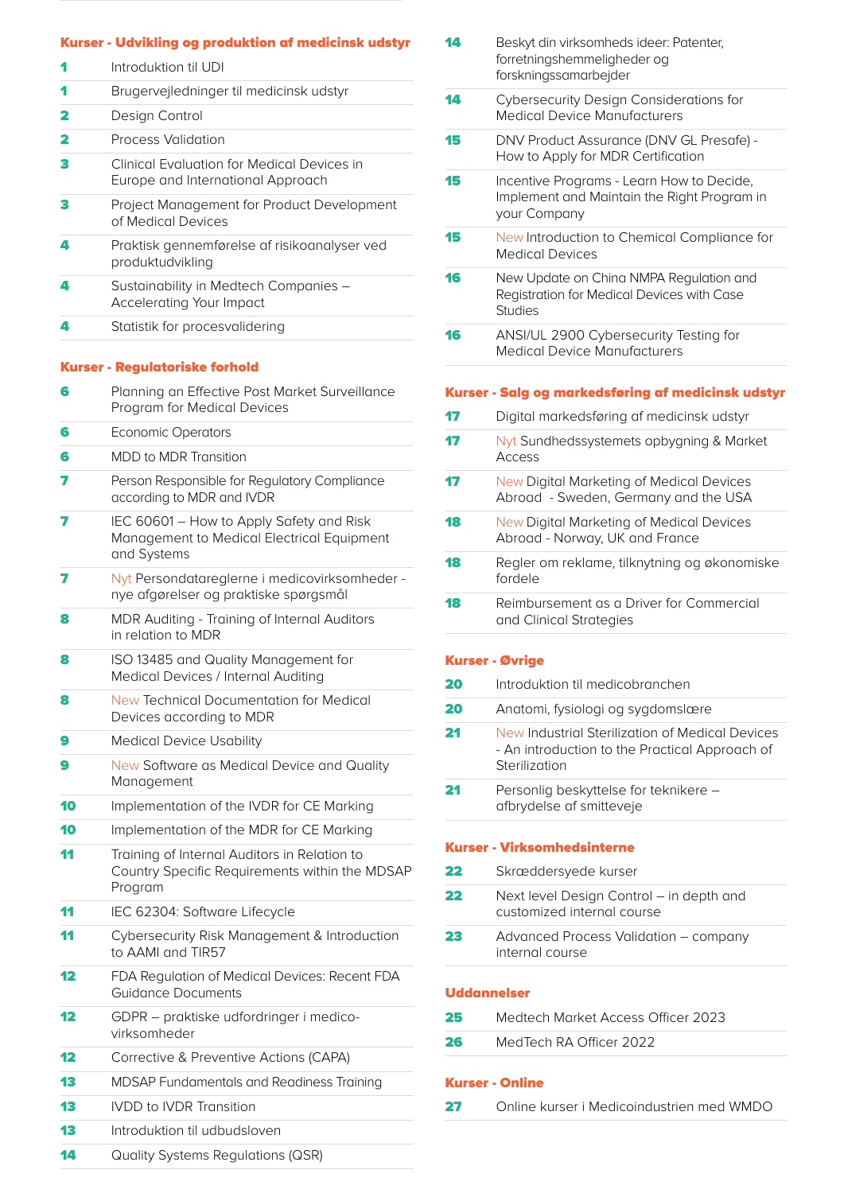## Kurser - Udvikling og produktion af medicinsk udstyr

| | |
|---|---|
| 1 | Introduktion til UDI |
| 1 | Brugervejledninger til medicinsk udstyr |
| 2 | Design Control |
| 2 | Process Validation |
| 3 | Clinical Evaluation for Medical Devices in Europe and International Approach |
| 3 | Project Management for Product Development of Medical Devices |
| 4 | Praktisk gennemførelse af risikoanalyser ved produktudvikling |
| 4 | Sustainability in Medtech Companies – Accelerating Your Impact |
| 4 | Statistik for procesvalidering |

## Kurser - Regulatoriske forhold

| | |
|---|---|
| 6 | Planning an Effective Post Market Surveillance Program for Medical Devices |
| 6 | Economic Operators |
| 6 | MDD to MDR Transition |
| 7 | Person Responsible for Regulatory Compliance according to MDR and IVDR |
| 7 | IEC 60601 – How to Apply Safety and Risk Management to Medical Electrical Equipment and Systems |
| 7 | Nyt Persondatareglerne i medicovirksomheder - nye afgørelser og praktiske spørgsmål |
| 8 | MDR Auditing - Training of Internal Auditors in relation to MDR |
| 8 | ISO 13485 and Quality Management for Medical Devices / Internal Auditing |
| 8 | New Technical Documentation for Medical Devices according to MDR |
| 9 | Medical Device Usability |
| 9 | New Software as Medical Device and Quality Management |
| 10 | Implementation of the IVDR for CE Marking |
| 10 | Implementation of the MDR for CE Marking |
| 11 | Training of Internal Auditors in Relation to Country Specific Requirements within the MDSAP Program |
| 11 | IEC 62304: Software Lifecycle |
| 11 | Cybersecurity Risk Management & Introduction to AAMI and TIR57 |
| 12 | FDA Regulation of Medical Devices: Recent FDA Guidance Documents |
| 12 | GDPR – praktiske udfordringer i medico-virksomheder |
| 12 | Corrective & Preventive Actions (CAPA) |
| 13 | MDSAP Fundamentals and Readiness Training |
| 13 | IVDD to IVDR Transition |
| 13 | Introduktion til udbudsloven |
| 14 | Quality Systems Regulations (QSR) |
| 14 | Beskyt din virksomheds ideer: Patenter, forretningshemmeligheder og forskningssamarbejder |
| 14 | Cybersecurity Design Considerations for Medical Device Manufacturers |
| 15 | DNV Product Assurance (DNV GL Presafe) - How to Apply for MDR Certification |
| 15 | Incentive Programs - Learn How to Decide, Implement and Maintain the Right Program in your Company |
| 15 | New Introduction to Chemical Compliance for Medical Devices |
| 16 | New Update on China NMPA Regulation and Registration for Medical Devices with Case Studies |
| 16 | ANSI/UL 2900 Cybersecurity Testing for Medical Device Manufacturers |

## Kurser - Salg og markedsføring af medicinsk udstyr

| | |
|---|---|
| 17 | Digital markedsføring af medicinsk udstyr |
| 17 | Nyt Sundhedssystemets opbygning & Market Access |
| 17 | New Digital Marketing of Medical Devices Abroad - Sweden, Germany and the USA |
| 18 | New Digital Marketing of Medical Devices Abroad - Norway, UK and France |
| 18 | Regler om reklame, tilknytning og økonomiske fordele |
| 18 | Reimbursement as a Driver for Commercial and Clinical Strategies |

## Kurser - Øvrige

| | |
|---|---|
| 20 | Introduktion til medicobranchen |
| 20 | Anatomi, fysiologi og sygdomslære |
| 21 | New Industrial Sterilization of Medical Devices - An introduction to the Practical Approach of Sterilization |
| 21 | Personlig beskyttelse for teknikere – afbrydelse af smitteveje |

## Kurser - Virksomhedsinterne

| | |
|---|---|
| 22 | Skræddersyede kurser |
| 22 | Next level Design Control – in depth and customized internal course |
| 23 | Advanced Process Validation – company internal course |

## Uddannelser

| | |
|---|---|
| 25 | Medtech Market Access Officer 2023 |
| 26 | MedTech RA Officer 2022 |

## Kurser - Online

| | |
|---|---|
| 27 | Online kurser i Medicoindustrien med WMDO |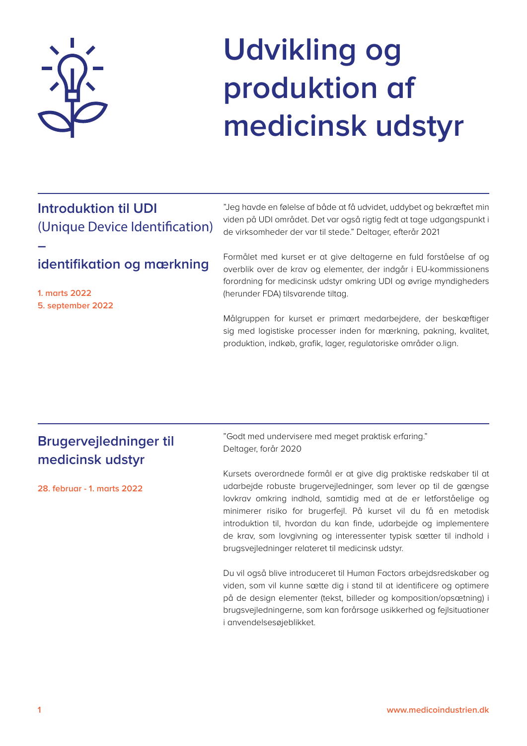# Udvikling og produktion af medicinsk udstyr

## Introduktion til UDI (Unique Device Identification) – identifikation og mærkning

**1. marts 2022**
**5. september 2022**

"Jeg havde en følelse af både at få udvidet, uddybet og bekræftet min viden på UDI området. Det var også rigtig fedt at tage udgangspunkt i de virksomheder der var til stede." Deltager, efterår 2021

Formålet med kurset er at give deltagerne en fuld forståelse af og overblik over de krav og elementer, der indgår i EU-kommissionens forordning for medicinsk udstyr omkring UDI og øvrige myndigheders (herunder FDA) tilsvarende tiltag.

Målgruppen for kurset er primært medarbejdere, der beskæftiger sig med logistiske processer inden for mærkning, pakning, kvalitet, produktion, indkøb, grafik, lager, regulatoriske områder o.lign.

## Brugervejledninger til medicinsk udstyr

**28. februar - 1. marts 2022**

"Godt med undervisere med meget praktisk erfaring."
Deltager, forår 2020

Kursets overordnede formål er at give dig praktiske redskaber til at udarbejde robuste brugervejledninger, som lever op til de gængse lovkrav omkring indhold, samtidig med at de er letforståelige og minimerer risiko for brugerfejl. På kurset vil du få en metodisk introduktion til, hvordan du kan finde, udarbejde og implementere de krav, som lovgivning og interessenter typisk sætter til indhold i brugsvejledninger relateret til medicinsk udstyr.

Du vil også blive introduceret til Human Factors arbejdsredskaber og viden, som vil kunne sætte dig i stand til at identificere og optimere på de design elementer (tekst, billeder og komposition/opsætning) i brugsvejledningerne, som kan forårsage usikkerhed og fejlsituationer i anvendelsesøjeblikket.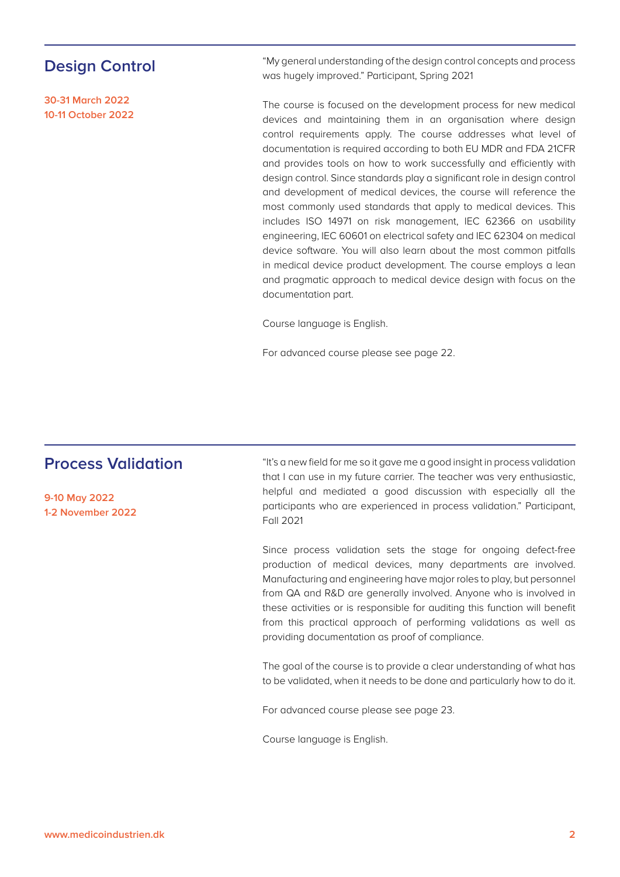## Design Control

**30-31 March 2022**
**10-11 October 2022**

"My general understanding of the design control concepts and process was hugely improved." Participant, Spring 2021

The course is focused on the development process for new medical devices and maintaining them in an organisation where design control requirements apply. The course addresses what level of documentation is required according to both EU MDR and FDA 21CFR and provides tools on how to work successfully and efficiently with design control. Since standards play a significant role in design control and development of medical devices, the course will reference the most commonly used standards that apply to medical devices. This includes ISO 14971 on risk management, IEC 62366 on usability engineering, IEC 60601 on electrical safety and IEC 62304 on medical device software. You will also learn about the most common pitfalls in medical device product development. The course employs a lean and pragmatic approach to medical device design with focus on the documentation part.

Course language is English.

For advanced course please see page 22.

## Process Validation

**9-10 May 2022**
**1-2 November 2022**

"It's a new field for me so it gave me a good insight in process validation that I can use in my future carrier. The teacher was very enthusiastic, helpful and mediated a good discussion with especially all the participants who are experienced in process validation." Participant, Fall 2021

Since process validation sets the stage for ongoing defect-free production of medical devices, many departments are involved. Manufacturing and engineering have major roles to play, but personnel from QA and R&D are generally involved. Anyone who is involved in these activities or is responsible for auditing this function will benefit from this practical approach of performing validations as well as providing documentation as proof of compliance.

The goal of the course is to provide a clear understanding of what has to be validated, when it needs to be done and particularly how to do it.

For advanced course please see page 23.

Course language is English.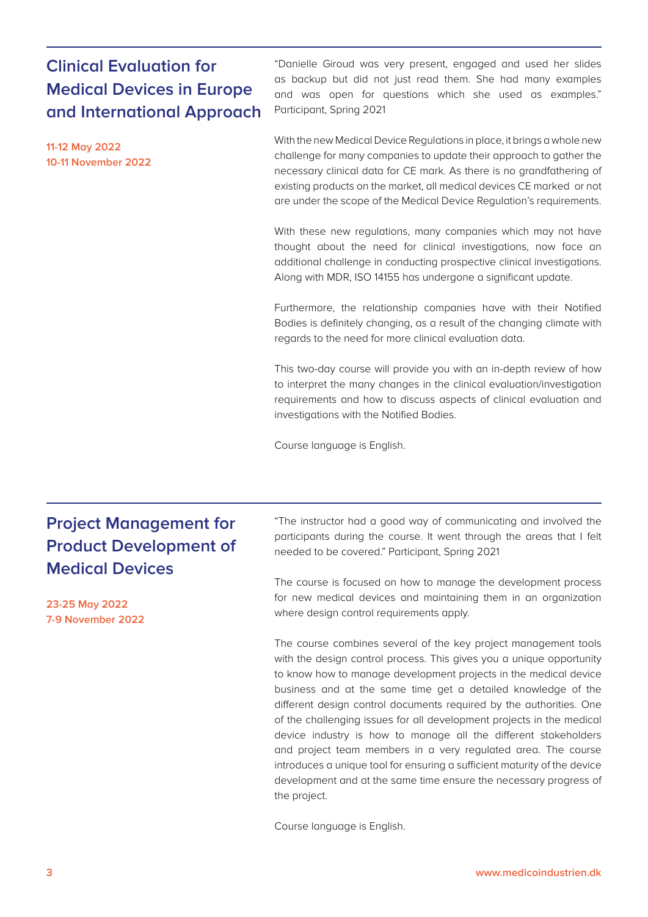## Clinical Evaluation for Medical Devices in Europe and International Approach

**11-12 May 2022**
**10-11 November 2022**

"Danielle Giroud was very present, engaged and used her slides as backup but did not just read them. She had many examples and was open for questions which she used as examples." Participant, Spring 2021

With the new Medical Device Regulations in place, it brings a whole new challenge for many companies to update their approach to gather the necessary clinical data for CE mark. As there is no grandfathering of existing products on the market, all medical devices CE marked or not are under the scope of the Medical Device Regulation's requirements.

With these new regulations, many companies which may not have thought about the need for clinical investigations, now face an additional challenge in conducting prospective clinical investigations. Along with MDR, ISO 14155 has undergone a significant update.

Furthermore, the relationship companies have with their Notified Bodies is definitely changing, as a result of the changing climate with regards to the need for more clinical evaluation data.

This two-day course will provide you with an in-depth review of how to interpret the many changes in the clinical evaluation/investigation requirements and how to discuss aspects of clinical evaluation and investigations with the Notified Bodies.

Course language is English.

## Project Management for Product Development of Medical Devices

**23-25 May 2022**
**7-9 November 2022**

"The instructor had a good way of communicating and involved the participants during the course. It went through the areas that I felt needed to be covered." Participant, Spring 2021

The course is focused on how to manage the development process for new medical devices and maintaining them in an organization where design control requirements apply.

The course combines several of the key project management tools with the design control process. This gives you a unique opportunity to know how to manage development projects in the medical device business and at the same time get a detailed knowledge of the different design control documents required by the authorities. One of the challenging issues for all development projects in the medical device industry is how to manage all the different stakeholders and project team members in a very regulated area. The course introduces a unique tool for ensuring a sufficient maturity of the device development and at the same time ensure the necessary progress of the project.

Course language is English.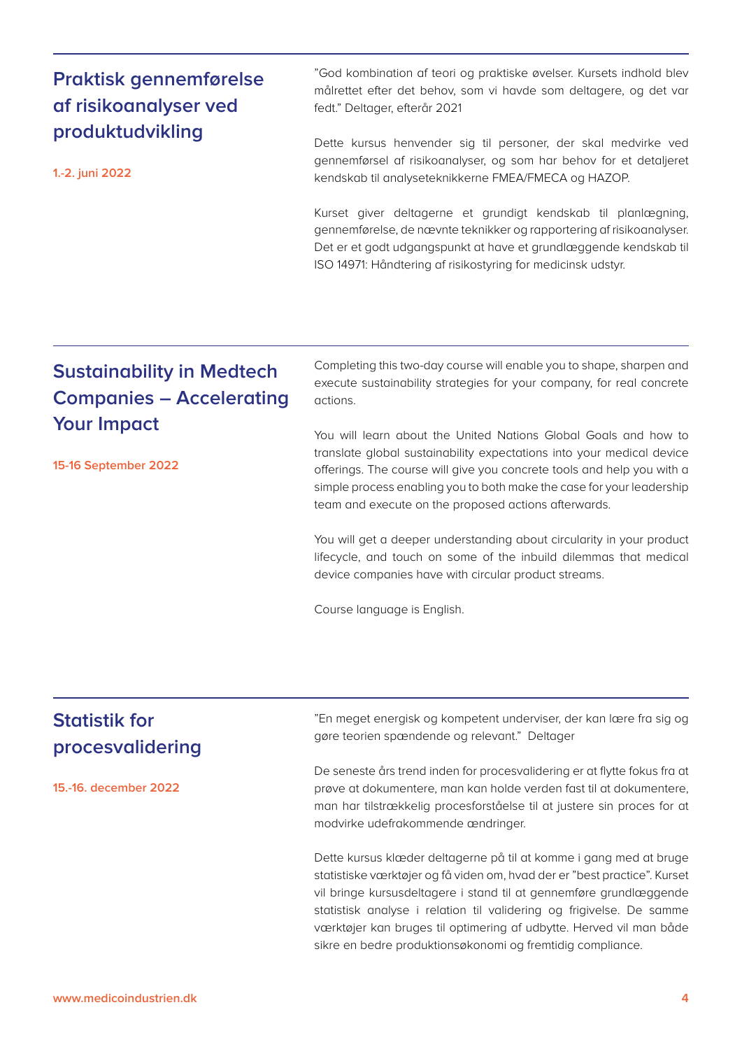## Praktisk gennemførelse af risikoanalyser ved produktudvikling

**1.-2. juni 2022**

"God kombination af teori og praktiske øvelser. Kursets indhold blev målrettet efter det behov, som vi havde som deltagere, og det var fedt." Deltager, efterår 2021

Dette kursus henvender sig til personer, der skal medvirke ved gennemførsel af risikoanalyser, og som har behov for et detaljeret kendskab til analyseteknikkerne FMEA/FMECA og HAZOP.

Kurset giver deltagerne et grundigt kendskab til planlægning, gennemførelse, de nævnte teknikker og rapportering af risikoanalyser. Det er et godt udgangspunkt at have et grundlæggende kendskab til ISO 14971: Håndtering af risikostyring for medicinsk udstyr.

## Sustainability in Medtech Companies – Accelerating Your Impact

**15-16 September 2022**

Completing this two-day course will enable you to shape, sharpen and execute sustainability strategies for your company, for real concrete actions.

You will learn about the United Nations Global Goals and how to translate global sustainability expectations into your medical device offerings. The course will give you concrete tools and help you with a simple process enabling you to both make the case for your leadership team and execute on the proposed actions afterwards.

You will get a deeper understanding about circularity in your product lifecycle, and touch on some of the inbuild dilemmas that medical device companies have with circular product streams.

Course language is English.

## Statistik for procesvalidering

**15.-16. december 2022**

"En meget energisk og kompetent underviser, der kan lære fra sig og gøre teorien spændende og relevant." Deltager

De seneste års trend inden for procesvalidering er at flytte fokus fra at prøve at dokumentere, man kan holde verden fast til at dokumentere, man har tilstrækkelig procesforståelse til at justere sin proces for at modvirke udefrakommende ændringer.

Dette kursus klæder deltagerne på til at komme i gang med at bruge statistiske værktøjer og få viden om, hvad der er "best practice". Kurset vil bringe kursusdeltagere i stand til at gennemføre grundlæggende statistisk analyse i relation til validering og frigivelse. De samme værktøjer kan bruges til optimering af udbytte. Herved vil man både sikre en bedre produktionsøkonomi og fremtidig compliance.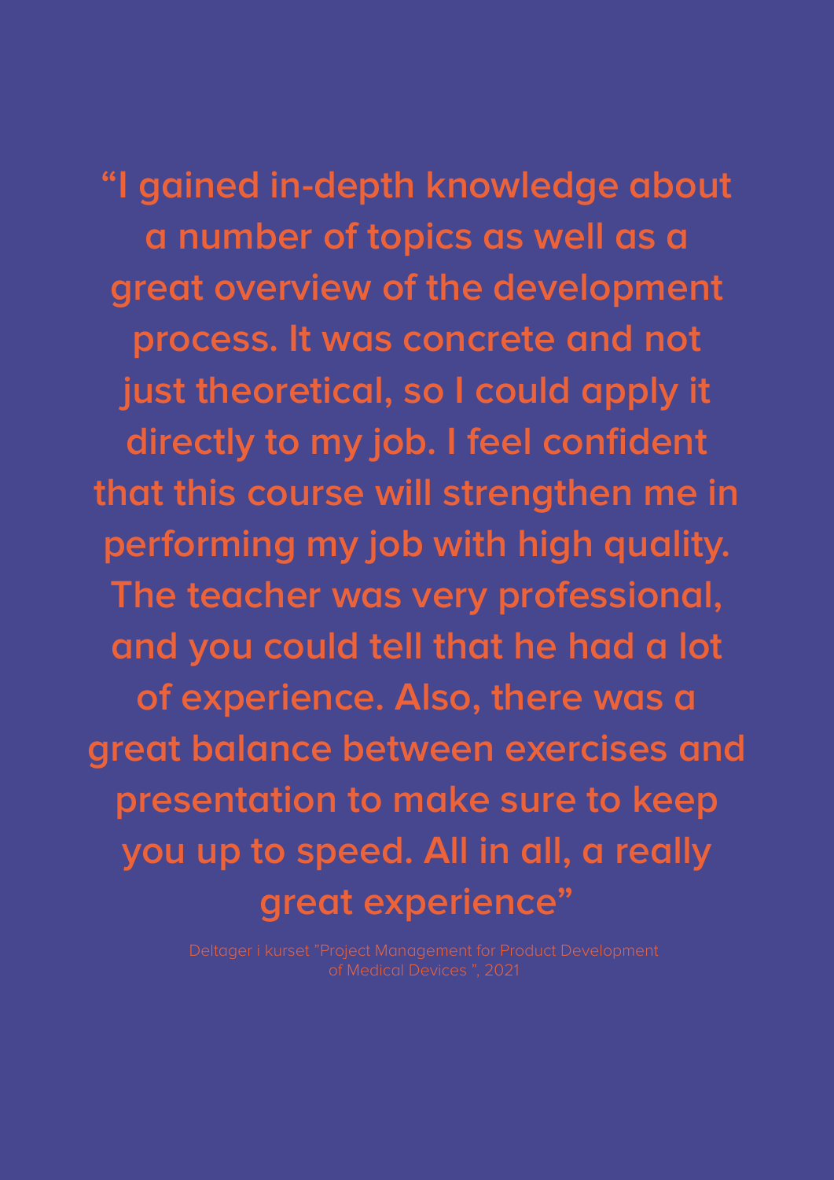**“I gained in-depth knowledge about a number of topics as well as a great overview of the development process. It was concrete and not just theoretical, so I could apply it directly to my job. I feel confident that this course will strengthen me in performing my job with high quality. The teacher was very professional, and you could tell that he had a lot of experience. Also, there was a great balance between exercises and presentation to make sure to keep you up to speed. All in all, a really great experience”**

Deltager i kurset "Project Management for Product Development of Medical Devices ", 2021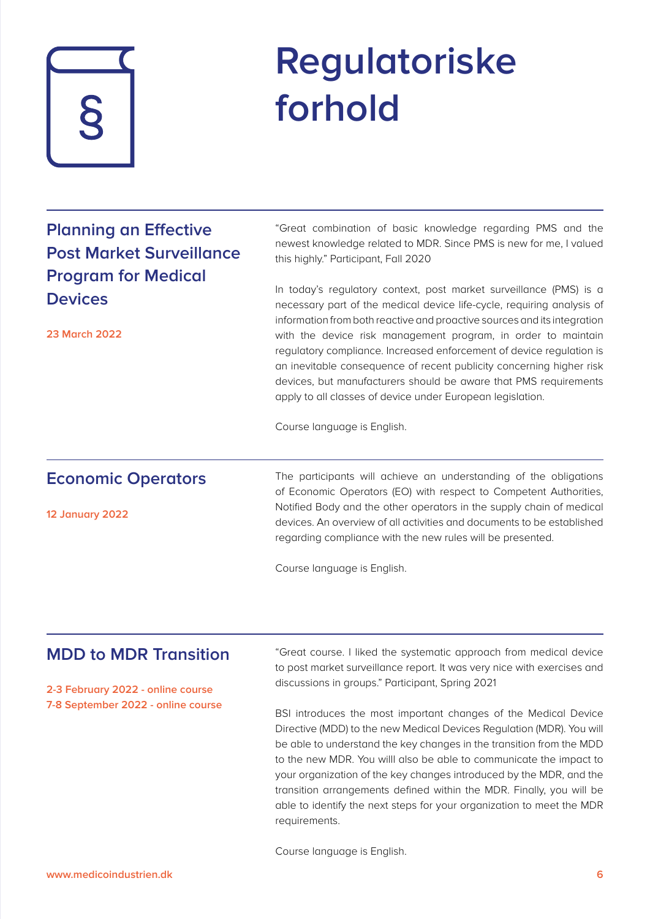# Regulatoriske forhold

## Planning an Effective Post Market Surveillance Program for Medical Devices

**23 March 2022**

"Great combination of basic knowledge regarding PMS and the newest knowledge related to MDR. Since PMS is new for me, I valued this highly." Participant, Fall 2020

In today's regulatory context, post market surveillance (PMS) is a necessary part of the medical device life-cycle, requiring analysis of information from both reactive and proactive sources and its integration with the device risk management program, in order to maintain regulatory compliance. Increased enforcement of device regulation is an inevitable consequence of recent publicity concerning higher risk devices, but manufacturers should be aware that PMS requirements apply to all classes of device under European legislation.

Course language is English.

## Economic Operators

**12 January 2022**

The participants will achieve an understanding of the obligations of Economic Operators (EO) with respect to Competent Authorities, Notified Body and the other operators in the supply chain of medical devices. An overview of all activities and documents to be established regarding compliance with the new rules will be presented.

Course language is English.

## MDD to MDR Transition

**2-3 February 2022 - online course**
**7-8 September 2022 - online course**

"Great course. I liked the systematic approach from medical device to post market surveillance report. It was very nice with exercises and discussions in groups." Participant, Spring 2021

BSI introduces the most important changes of the Medical Device Directive (MDD) to the new Medical Devices Regulation (MDR). You will be able to understand the key changes in the transition from the MDD to the new MDR. You willl also be able to communicate the impact to your organization of the key changes introduced by the MDR, and the transition arrangements defined within the MDR. Finally, you will be able to identify the next steps for your organization to meet the MDR requirements.

Course language is English.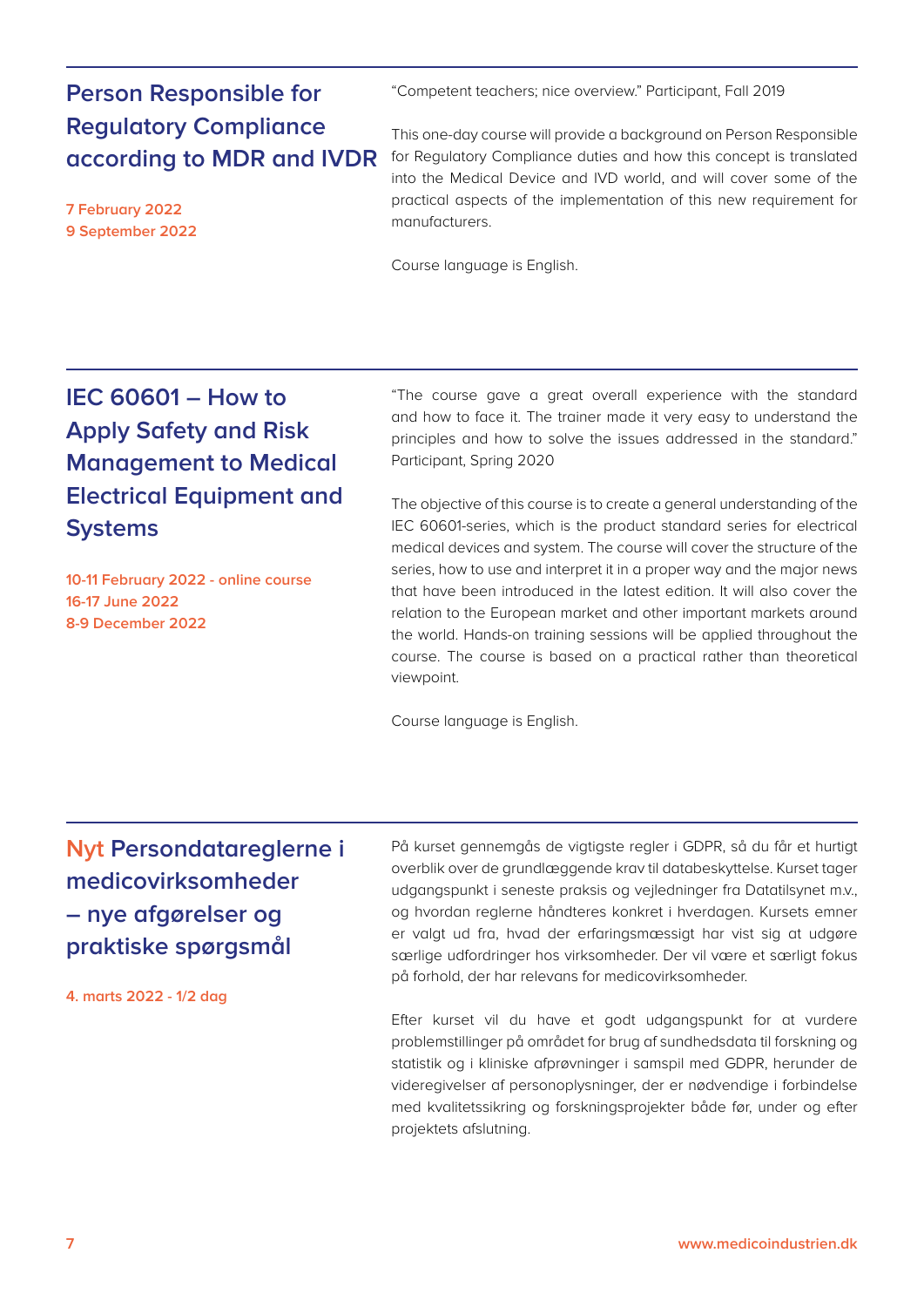## Person Responsible for Regulatory Compliance according to MDR and IVDR

**7 February 2022**
**9 September 2022**

"Competent teachers; nice overview." Participant, Fall 2019

This one-day course will provide a background on Person Responsible for Regulatory Compliance duties and how this concept is translated into the Medical Device and IVD world, and will cover some of the practical aspects of the implementation of this new requirement for manufacturers.

Course language is English.

## IEC 60601 – How to Apply Safety and Risk Management to Medical Electrical Equipment and Systems

**10-11 February 2022 - online course**
**16-17 June 2022**
**8-9 December 2022**

"The course gave a great overall experience with the standard and how to face it. The trainer made it very easy to understand the principles and how to solve the issues addressed in the standard." Participant, Spring 2020

The objective of this course is to create a general understanding of the IEC 60601-series, which is the product standard series for electrical medical devices and system. The course will cover the structure of the series, how to use and interpret it in a proper way and the major news that have been introduced in the latest edition. It will also cover the relation to the European market and other important markets around the world. Hands-on training sessions will be applied throughout the course. The course is based on a practical rather than theoretical viewpoint.

Course language is English.

## Nyt Persondatareglerne i medicovirksomheder – nye afgørelser og praktiske spørgsmål

**4. marts 2022 - 1/2 dag**

På kurset gennemgås de vigtigste regler i GDPR, så du får et hurtigt overblik over de grundlæggende krav til databeskyttelse. Kurset tager udgangspunkt i seneste praksis og vejledninger fra Datatilsynet m.v., og hvordan reglerne håndteres konkret i hverdagen. Kursets emner er valgt ud fra, hvad der erfaringsmæssigt har vist sig at udgøre særlige udfordringer hos virksomheder. Der vil være et særligt fokus på forhold, der har relevans for medicovirksomheder.

Efter kurset vil du have et godt udgangspunkt for at vurdere problemstillinger på området for brug af sundhedsdata til forskning og statistik og i kliniske afprøvninger i samspil med GDPR, herunder de videregivelser af personoplysninger, der er nødvendige i forbindelse med kvalitetssikring og forskningsprojekter både før, under og efter projektets afslutning.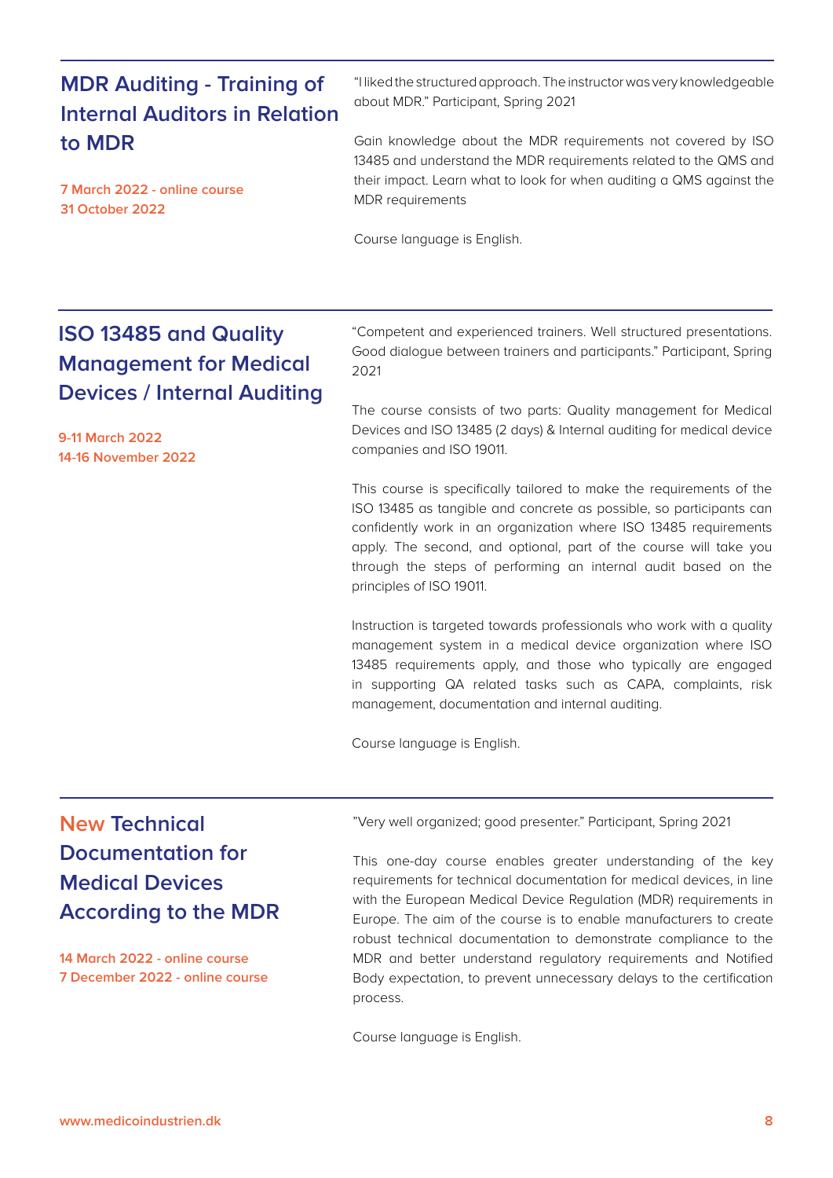## MDR Auditing - Training of Internal Auditors in Relation to MDR

**7 March 2022 - online course**
**31 October 2022**

"I liked the structured approach. The instructor was very knowledgeable about MDR." Participant, Spring 2021

Gain knowledge about the MDR requirements not covered by ISO 13485 and understand the MDR requirements related to the QMS and their impact. Learn what to look for when auditing a QMS against the MDR requirements

Course language is English.

## ISO 13485 and Quality Management for Medical Devices / Internal Auditing

**9-11 March 2022**
**14-16 November 2022**

"Competent and experienced trainers. Well structured presentations. Good dialogue between trainers and participants." Participant, Spring 2021

The course consists of two parts: Quality management for Medical Devices and ISO 13485 (2 days) & Internal auditing for medical device companies and ISO 19011.

This course is specifically tailored to make the requirements of the ISO 13485 as tangible and concrete as possible, so participants can confidently work in an organization where ISO 13485 requirements apply. The second, and optional, part of the course will take you through the steps of performing an internal audit based on the principles of ISO 19011.

Instruction is targeted towards professionals who work with a quality management system in a medical device organization where ISO 13485 requirements apply, and those who typically are engaged in supporting QA related tasks such as CAPA, complaints, risk management, documentation and internal auditing.

Course language is English.

## New Technical Documentation for Medical Devices According to the MDR

**14 March 2022 - online course**
**7 December 2022 - online course**

"Very well organized; good presenter." Participant, Spring 2021

This one-day course enables greater understanding of the key requirements for technical documentation for medical devices, in line with the European Medical Device Regulation (MDR) requirements in Europe. The aim of the course is to enable manufacturers to create robust technical documentation to demonstrate compliance to the MDR and better understand regulatory requirements and Notified Body expectation, to prevent unnecessary delays to the certification process.

Course language is English.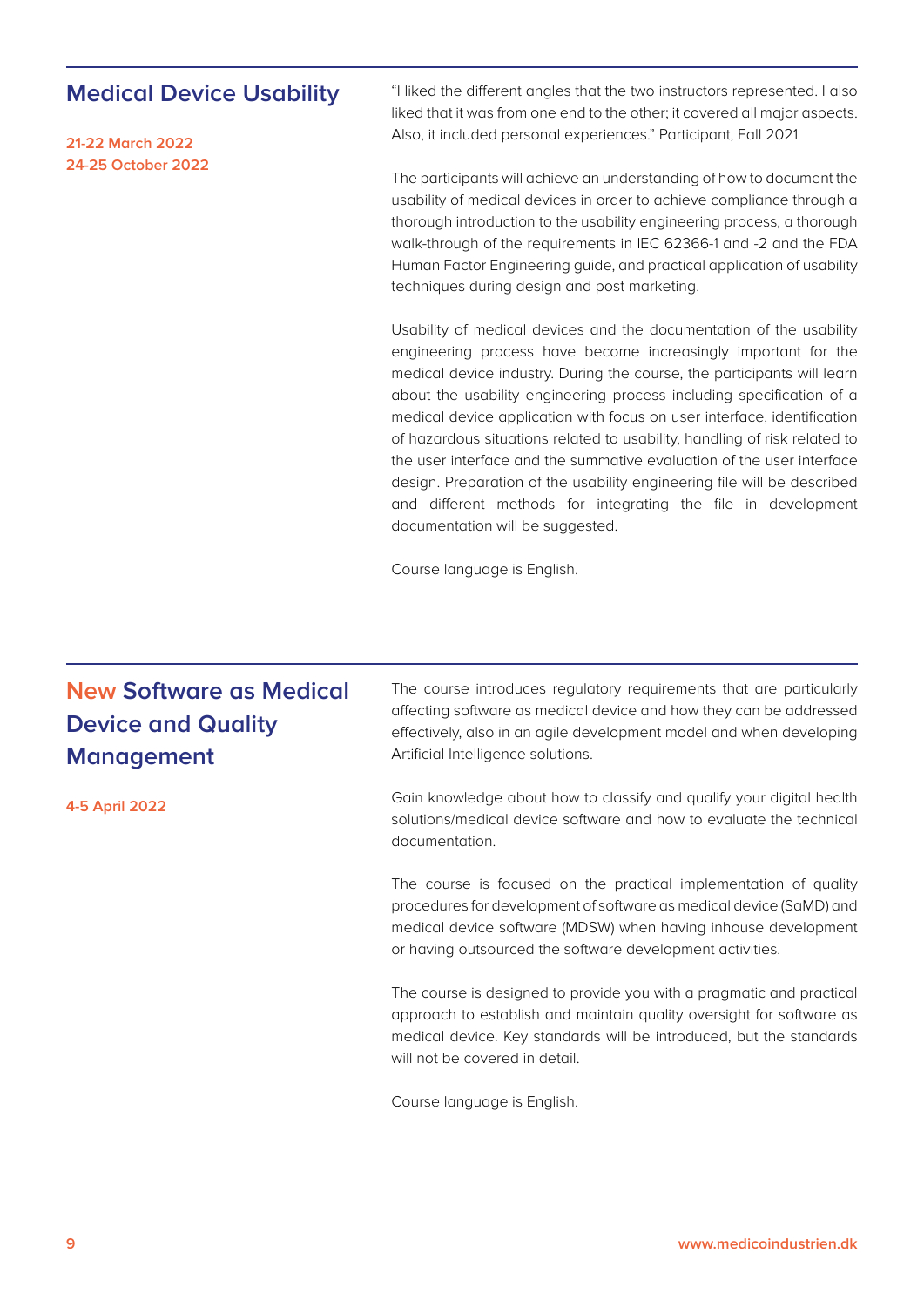## Medical Device Usability

**21-22 March 2022**
**24-25 October 2022**

"I liked the different angles that the two instructors represented. I also liked that it was from one end to the other; it covered all major aspects. Also, it included personal experiences." Participant, Fall 2021

The participants will achieve an understanding of how to document the usability of medical devices in order to achieve compliance through a thorough introduction to the usability engineering process, a thorough walk-through of the requirements in IEC 62366-1 and -2 and the FDA Human Factor Engineering guide, and practical application of usability techniques during design and post marketing.

Usability of medical devices and the documentation of the usability engineering process have become increasingly important for the medical device industry. During the course, the participants will learn about the usability engineering process including specification of a medical device application with focus on user interface, identification of hazardous situations related to usability, handling of risk related to the user interface and the summative evaluation of the user interface design. Preparation of the usability engineering file will be described and different methods for integrating the file in development documentation will be suggested.

Course language is English.

## New Software as Medical Device and Quality Management

**4-5 April 2022**

The course introduces regulatory requirements that are particularly affecting software as medical device and how they can be addressed effectively, also in an agile development model and when developing Artificial Intelligence solutions.

Gain knowledge about how to classify and qualify your digital health solutions/medical device software and how to evaluate the technical documentation.

The course is focused on the practical implementation of quality procedures for development of software as medical device (SaMD) and medical device software (MDSW) when having inhouse development or having outsourced the software development activities.

The course is designed to provide you with a pragmatic and practical approach to establish and maintain quality oversight for software as medical device. Key standards will be introduced, but the standards will not be covered in detail.

Course language is English.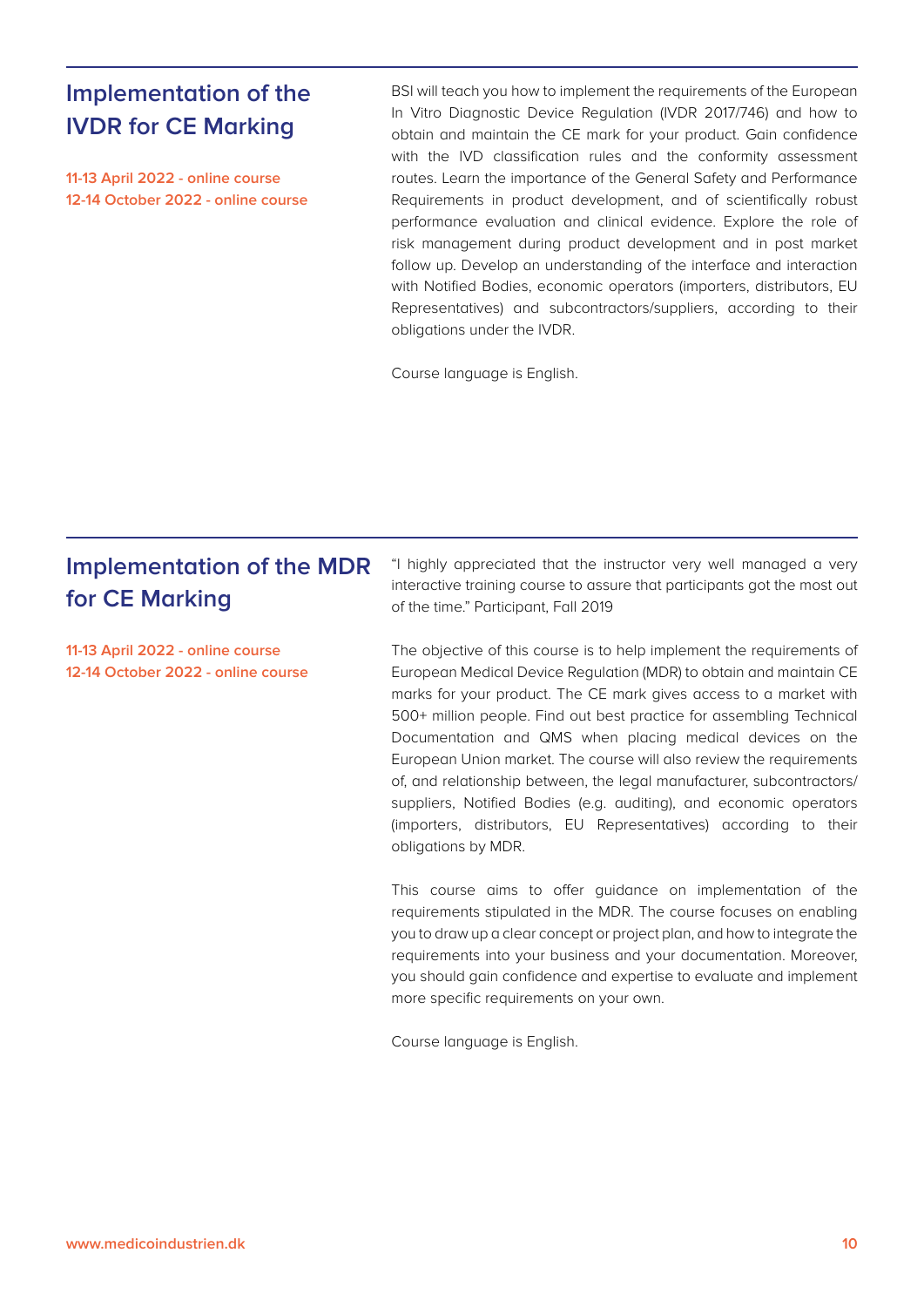## Implementation of the IVDR for CE Marking

**11-13 April 2022 - online course**
**12-14 October 2022 - online course**

BSI will teach you how to implement the requirements of the European In Vitro Diagnostic Device Regulation (IVDR 2017/746) and how to obtain and maintain the CE mark for your product. Gain confidence with the IVD classification rules and the conformity assessment routes. Learn the importance of the General Safety and Performance Requirements in product development, and of scientifically robust performance evaluation and clinical evidence. Explore the role of risk management during product development and in post market follow up. Develop an understanding of the interface and interaction with Notified Bodies, economic operators (importers, distributors, EU Representatives) and subcontractors/suppliers, according to their obligations under the IVDR.

Course language is English.

## Implementation of the MDR for CE Marking

**11-13 April 2022 - online course**
**12-14 October 2022 - online course**

"I highly appreciated that the instructor very well managed a very interactive training course to assure that participants got the most out of the time." Participant, Fall 2019

The objective of this course is to help implement the requirements of European Medical Device Regulation (MDR) to obtain and maintain CE marks for your product. The CE mark gives access to a market with 500+ million people. Find out best practice for assembling Technical Documentation and QMS when placing medical devices on the European Union market. The course will also review the requirements of, and relationship between, the legal manufacturer, subcontractors/suppliers, Notified Bodies (e.g. auditing), and economic operators (importers, distributors, EU Representatives) according to their obligations by MDR.

This course aims to offer guidance on implementation of the requirements stipulated in the MDR. The course focuses on enabling you to draw up a clear concept or project plan, and how to integrate the requirements into your business and your documentation. Moreover, you should gain confidence and expertise to evaluate and implement more specific requirements on your own.

Course language is English.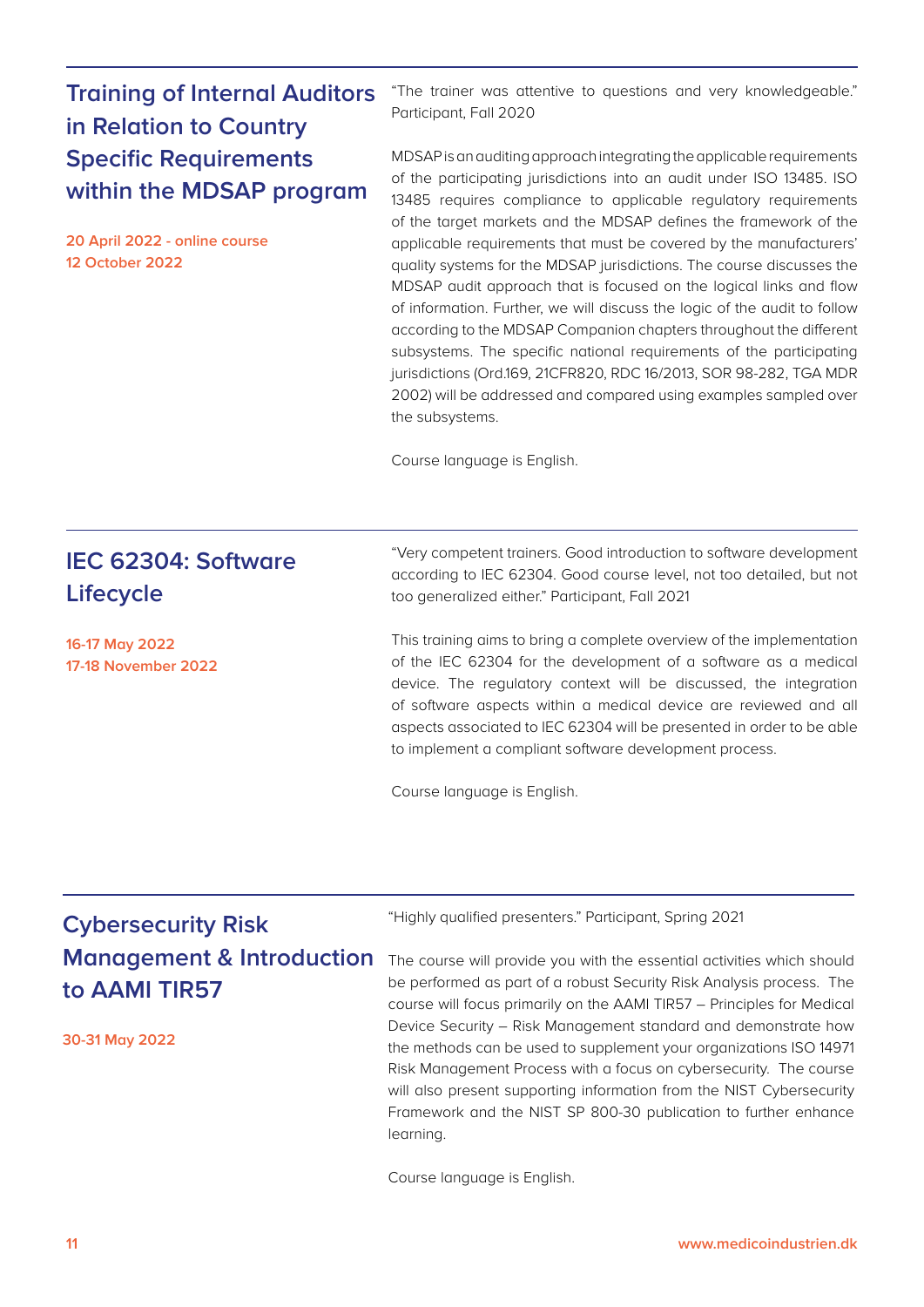## Training of Internal Auditors in Relation to Country Specific Requirements within the MDSAP program

**20 April 2022 - online course**
**12 October 2022**

"The trainer was attentive to questions and very knowledgeable." Participant, Fall 2020

MDSAP is an auditing approach integrating the applicable requirements of the participating jurisdictions into an audit under ISO 13485. ISO 13485 requires compliance to applicable regulatory requirements of the target markets and the MDSAP defines the framework of the applicable requirements that must be covered by the manufacturers' quality systems for the MDSAP jurisdictions. The course discusses the MDSAP audit approach that is focused on the logical links and flow of information. Further, we will discuss the logic of the audit to follow according to the MDSAP Companion chapters throughout the different subsystems. The specific national requirements of the participating jurisdictions (Ord.169, 21CFR820, RDC 16/2013, SOR 98-282, TGA MDR 2002) will be addressed and compared using examples sampled over the subsystems.

Course language is English.

## IEC 62304: Software Lifecycle

**16-17 May 2022**
**17-18 November 2022**

"Very competent trainers. Good introduction to software development according to IEC 62304. Good course level, not too detailed, but not too generalized either." Participant, Fall 2021

This training aims to bring a complete overview of the implementation of the IEC 62304 for the development of a software as a medical device. The regulatory context will be discussed, the integration of software aspects within a medical device are reviewed and all aspects associated to IEC 62304 will be presented in order to be able to implement a compliant software development process.

Course language is English.

## Cybersecurity Risk Management & Introduction to AAMI TIR57

**30-31 May 2022**

"Highly qualified presenters." Participant, Spring 2021

The course will provide you with the essential activities which should be performed as part of a robust Security Risk Analysis process. The course will focus primarily on the AAMI TIR57 – Principles for Medical Device Security – Risk Management standard and demonstrate how the methods can be used to supplement your organizations ISO 14971 Risk Management Process with a focus on cybersecurity. The course will also present supporting information from the NIST Cybersecurity Framework and the NIST SP 800-30 publication to further enhance learning.

Course language is English.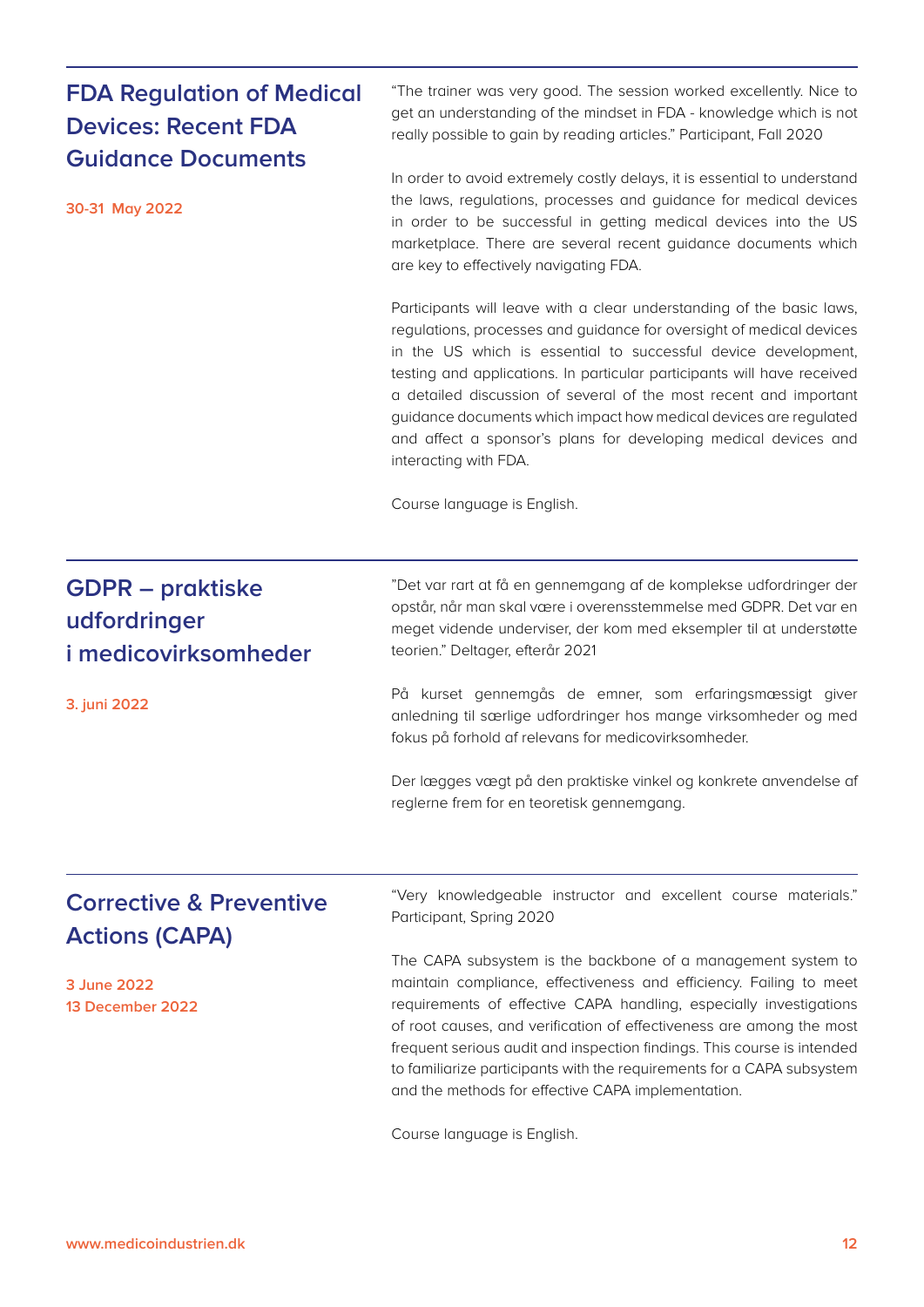## FDA Regulation of Medical Devices: Recent FDA Guidance Documents

**30-31 May 2022**

"The trainer was very good. The session worked excellently. Nice to get an understanding of the mindset in FDA - knowledge which is not really possible to gain by reading articles." Participant, Fall 2020

In order to avoid extremely costly delays, it is essential to understand the laws, regulations, processes and guidance for medical devices in order to be successful in getting medical devices into the US marketplace. There are several recent guidance documents which are key to effectively navigating FDA.

Participants will leave with a clear understanding of the basic laws, regulations, processes and guidance for oversight of medical devices in the US which is essential to successful device development, testing and applications. In particular participants will have received a detailed discussion of several of the most recent and important guidance documents which impact how medical devices are regulated and affect a sponsor's plans for developing medical devices and interacting with FDA.

Course language is English.

## GDPR – praktiske udfordringer i medicovirksomheder

**3. juni 2022**

"Det var rart at få en gennemgang af de komplekse udfordringer der opstår, når man skal være i overensstemmelse med GDPR. Det var en meget vidende underviser, der kom med eksempler til at understøtte teorien." Deltager, efterår 2021

På kurset gennemgås de emner, som erfaringsmæssigt giver anledning til særlige udfordringer hos mange virksomheder og med fokus på forhold af relevans for medicovirksomheder.

Der lægges vægt på den praktiske vinkel og konkrete anvendelse af reglerne frem for en teoretisk gennemgang.

## Corrective & Preventive Actions (CAPA)

**3 June 2022**
**13 December 2022**

"Very knowledgeable instructor and excellent course materials." Participant, Spring 2020

The CAPA subsystem is the backbone of a management system to maintain compliance, effectiveness and efficiency. Failing to meet requirements of effective CAPA handling, especially investigations of root causes, and verification of effectiveness are among the most frequent serious audit and inspection findings. This course is intended to familiarize participants with the requirements for a CAPA subsystem and the methods for effective CAPA implementation.

Course language is English.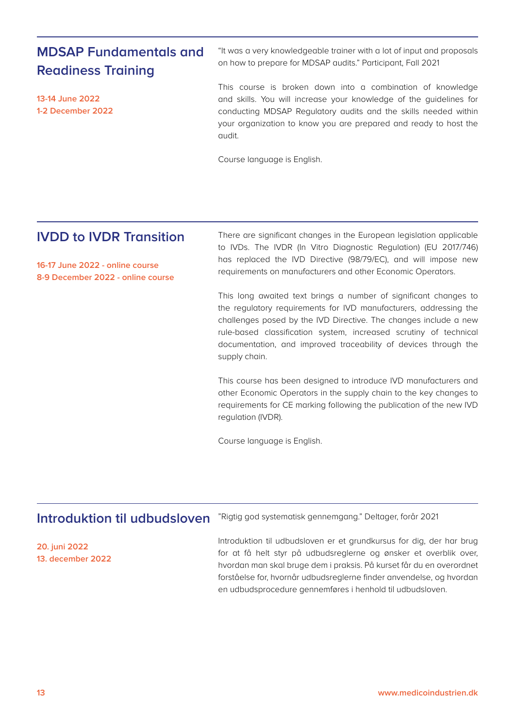## MDSAP Fundamentals and Readiness Training

**13-14 June 2022**
**1-2 December 2022**

"It was a very knowledgeable trainer with a lot of input and proposals on how to prepare for MDSAP audits." Participant, Fall 2021

This course is broken down into a combination of knowledge and skills. You will increase your knowledge of the guidelines for conducting MDSAP Regulatory audits and the skills needed within your organization to know you are prepared and ready to host the audit.

Course language is English.

## IVDD to IVDR Transition

**16-17 June 2022 - online course**
**8-9 December 2022 - online course**

There are significant changes in the European legislation applicable to IVDs. The IVDR (In Vitro Diagnostic Regulation) (EU 2017/746) has replaced the IVD Directive (98/79/EC), and will impose new requirements on manufacturers and other Economic Operators.

This long awaited text brings a number of significant changes to the regulatory requirements for IVD manufacturers, addressing the challenges posed by the IVD Directive. The changes include a new rule-based classification system, increased scrutiny of technical documentation, and improved traceability of devices through the supply chain.

This course has been designed to introduce IVD manufacturers and other Economic Operators in the supply chain to the key changes to requirements for CE marking following the publication of the new IVD regulation (IVDR).

Course language is English.

## Introduktion til udbudsloven

**20. juni 2022**
**13. december 2022**

"Rigtig god systematisk gennemgang." Deltager, forår 2021

Introduktion til udbudsloven er et grundkursus for dig, der har brug for at få helt styr på udbudsreglerne og ønsker et overblik over, hvordan man skal bruge dem i praksis. På kurset får du en overordnet forståelse for, hvornår udbudsreglerne finder anvendelse, og hvordan en udbudsprocedure gennemføres i henhold til udbudsloven.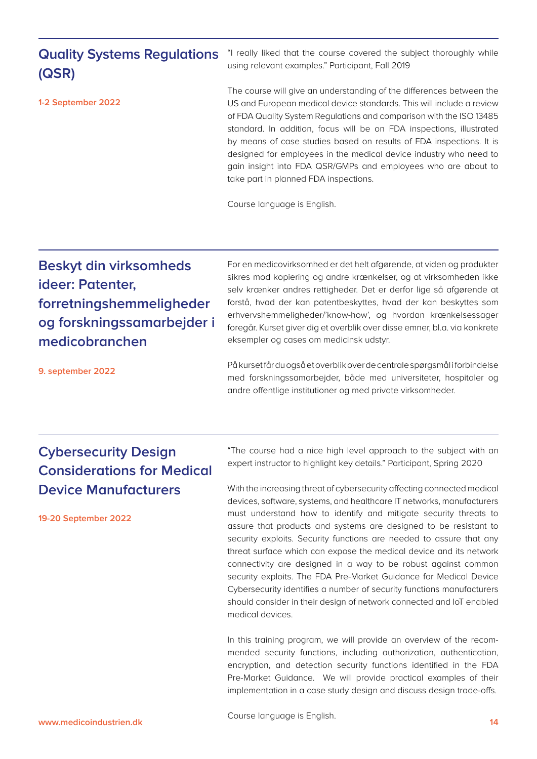## Quality Systems Regulations (QSR)

**1-2 September 2022**

"I really liked that the course covered the subject thoroughly while using relevant examples." Participant, Fall 2019

The course will give an understanding of the differences between the US and European medical device standards. This will include a review of FDA Quality System Regulations and comparison with the ISO 13485 standard. In addition, focus will be on FDA inspections, illustrated by means of case studies based on results of FDA inspections. It is designed for employees in the medical device industry who need to gain insight into FDA QSR/GMPs and employees who are about to take part in planned FDA inspections.

Course language is English.

## Beskyt din virksomheds ideer: Patenter, forretningshemmeligheder og forskningssamarbejder i medicobranchen

**9. september 2022**

For en medicovirksomhed er det helt afgørende, at viden og produkter sikres mod kopiering og andre krænkelser, og at virksomheden ikke selv krænker andres rettigheder. Det er derfor lige så afgørende at forstå, hvad der kan patentbeskyttes, hvad der kan beskyttes som erhvervshemmeligheder/'know-how', og hvordan krænkelsessager foregår. Kurset giver dig et overblik over disse emner, bl.a. via konkrete eksempler og cases om medicinsk udstyr.

På kurset får du også et overblik over de centrale spørgsmål i forbindelse med forskningssamarbejder, både med universiteter, hospitaler og andre offentlige institutioner og med private virksomheder.

## Cybersecurity Design Considerations for Medical Device Manufacturers

**19-20 September 2022**

"The course had a nice high level approach to the subject with an expert instructor to highlight key details." Participant, Spring 2020

With the increasing threat of cybersecurity affecting connected medical devices, software, systems, and healthcare IT networks, manufacturers must understand how to identify and mitigate security threats to assure that products and systems are designed to be resistant to security exploits. Security functions are needed to assure that any threat surface which can expose the medical device and its network connectivity are designed in a way to be robust against common security exploits. The FDA Pre-Market Guidance for Medical Device Cybersecurity identifies a number of security functions manufacturers should consider in their design of network connected and IoT enabled medical devices.

In this training program, we will provide an overview of the recommended security functions, including authorization, authentication, encryption, and detection security functions identified in the FDA Pre-Market Guidance. We will provide practical examples of their implementation in a case study design and discuss design trade-offs.

Course language is English.

www.medicoindustrien.dk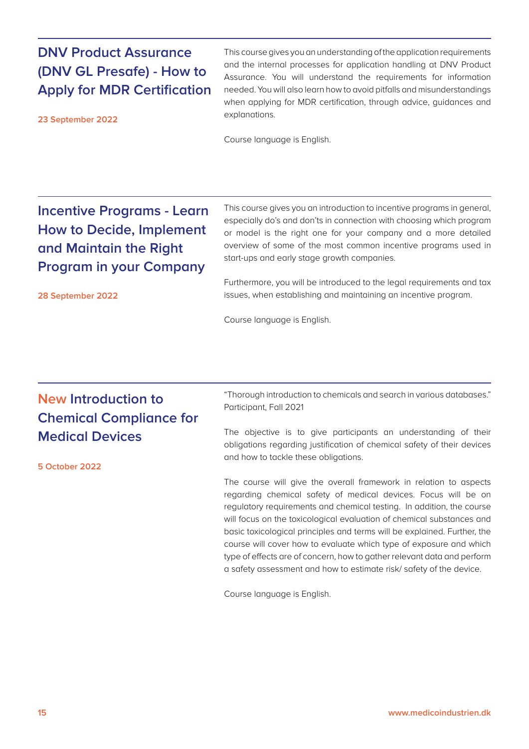## DNV Product Assurance (DNV GL Presafe) - How to Apply for MDR Certification

**23 September 2022**

This course gives you an understanding of the application requirements and the internal processes for application handling at DNV Product Assurance. You will understand the requirements for information needed. You will also learn how to avoid pitfalls and misunderstandings when applying for MDR certification, through advice, guidances and explanations.

Course language is English.

## Incentive Programs - Learn How to Decide, Implement and Maintain the Right Program in your Company

**28 September 2022**

This course gives you an introduction to incentive programs in general, especially do's and don'ts in connection with choosing which program or model is the right one for your company and a more detailed overview of some of the most common incentive programs used in start-ups and early stage growth companies.

Furthermore, you will be introduced to the legal requirements and tax issues, when establishing and maintaining an incentive program.

Course language is English.

## New Introduction to Chemical Compliance for Medical Devices

**5 October 2022**

"Thorough introduction to chemicals and search in various databases." Participant, Fall 2021

The objective is to give participants an understanding of their obligations regarding justification of chemical safety of their devices and how to tackle these obligations.

The course will give the overall framework in relation to aspects regarding chemical safety of medical devices. Focus will be on regulatory requirements and chemical testing. In addition, the course will focus on the toxicological evaluation of chemical substances and basic toxicological principles and terms will be explained. Further, the course will cover how to evaluate which type of exposure and which type of effects are of concern, how to gather relevant data and perform a safety assessment and how to estimate risk/ safety of the device.

Course language is English.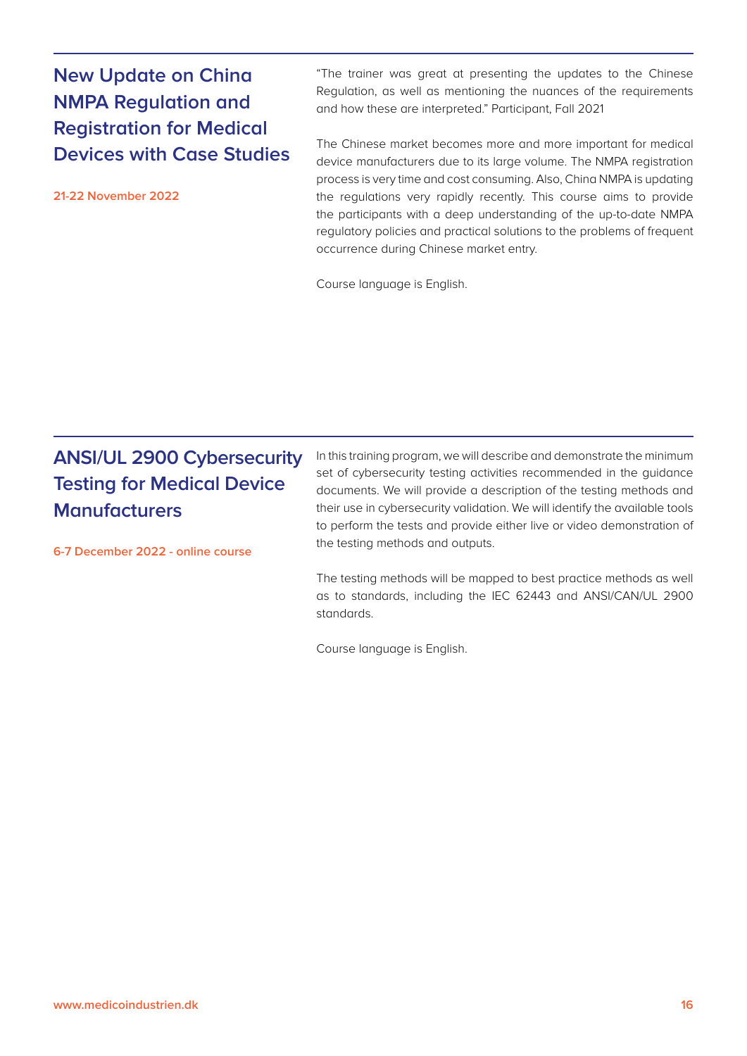## New Update on China NMPA Regulation and Registration for Medical Devices with Case Studies

**21-22 November 2022**

"The trainer was great at presenting the updates to the Chinese Regulation, as well as mentioning the nuances of the requirements and how these are interpreted." Participant, Fall 2021

The Chinese market becomes more and more important for medical device manufacturers due to its large volume. The NMPA registration process is very time and cost consuming. Also, China NMPA is updating the regulations very rapidly recently. This course aims to provide the participants with a deep understanding of the up-to-date NMPA regulatory policies and practical solutions to the problems of frequent occurrence during Chinese market entry.

Course language is English.

## ANSI/UL 2900 Cybersecurity Testing for Medical Device Manufacturers

**6-7 December 2022 - online course**

In this training program, we will describe and demonstrate the minimum set of cybersecurity testing activities recommended in the guidance documents. We will provide a description of the testing methods and their use in cybersecurity validation. We will identify the available tools to perform the tests and provide either live or video demonstration of the testing methods and outputs.

The testing methods will be mapped to best practice methods as well as to standards, including the IEC 62443 and ANSI/CAN/UL 2900 standards.

Course language is English.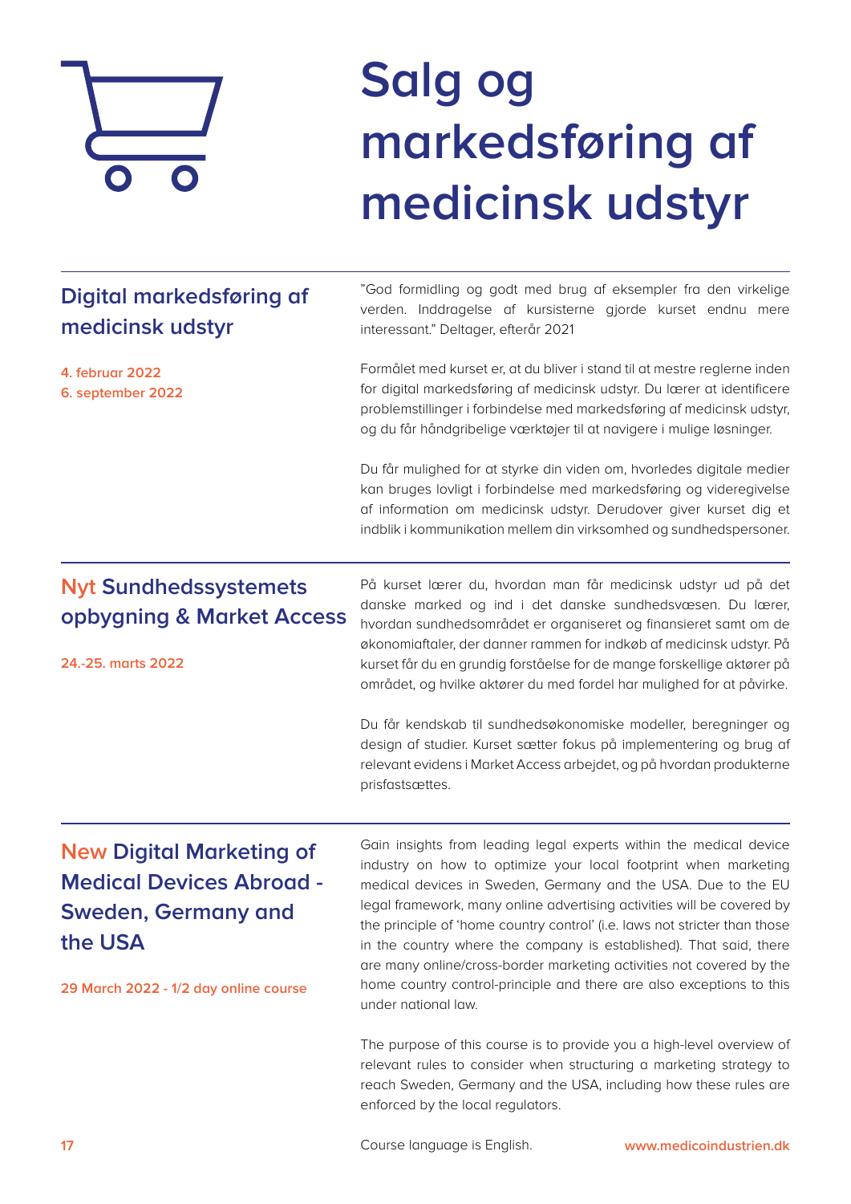# Salg og markedsføring af medicinsk udstyr

## Digital markedsføring af medicinsk udstyr

**4. februar 2022**
**6. september 2022**

"God formidling og godt med brug af eksempler fra den virkelige verden. Inddragelse af kursisterne gjorde kurset endnu mere interessant." Deltager, efterår 2021

Formålet med kurset er, at du bliver i stand til at mestre reglerne inden for digital markedsføring af medicinsk udstyr. Du lærer at identificere problemstillinger i forbindelse med markedsføring af medicinsk udstyr, og du får håndgribelige værktøjer til at navigere i mulige løsninger.

Du får mulighed for at styrke din viden om, hvorledes digitale medier kan bruges lovligt i forbindelse med markedsføring og videregivelse af information om medicinsk udstyr. Derudover giver kurset dig et indblik i kommunikation mellem din virksomhed og sundhedspersoner.

## Nyt Sundhedssystemets opbygning & Market Access

**24.-25. marts 2022**

På kurset lærer du, hvordan man får medicinsk udstyr ud på det danske marked og ind i det danske sundhedsvæsen. Du lærer, hvordan sundhedsområdet er organiseret og finansieret samt om de økonomiaftaler, der danner rammen for indkøb af medicinsk udstyr. På kurset får du en grundig forståelse for de mange forskellige aktører på området, og hvilke aktører du med fordel har mulighed for at påvirke.

Du får kendskab til sundhedsøkonomiske modeller, beregninger og design af studier. Kurset sætter fokus på implementering og brug af relevant evidens i Market Access arbejdet, og på hvordan produkterne prisfastsættes.

## New Digital Marketing of Medical Devices Abroad - Sweden, Germany and the USA

**29 March 2022 - 1/2 day online course**

Gain insights from leading legal experts within the medical device industry on how to optimize your local footprint when marketing medical devices in Sweden, Germany and the USA. Due to the EU legal framework, many online advertising activities will be covered by the principle of 'home country control' (i.e. laws not stricter than those in the country where the company is established). That said, there are many online/cross-border marketing activities not covered by the home country control-principle and there are also exceptions to this under national law.

The purpose of this course is to provide you a high-level overview of relevant rules to consider when structuring a marketing strategy to reach Sweden, Germany and the USA, including how these rules are enforced by the local regulators.

Course language is English.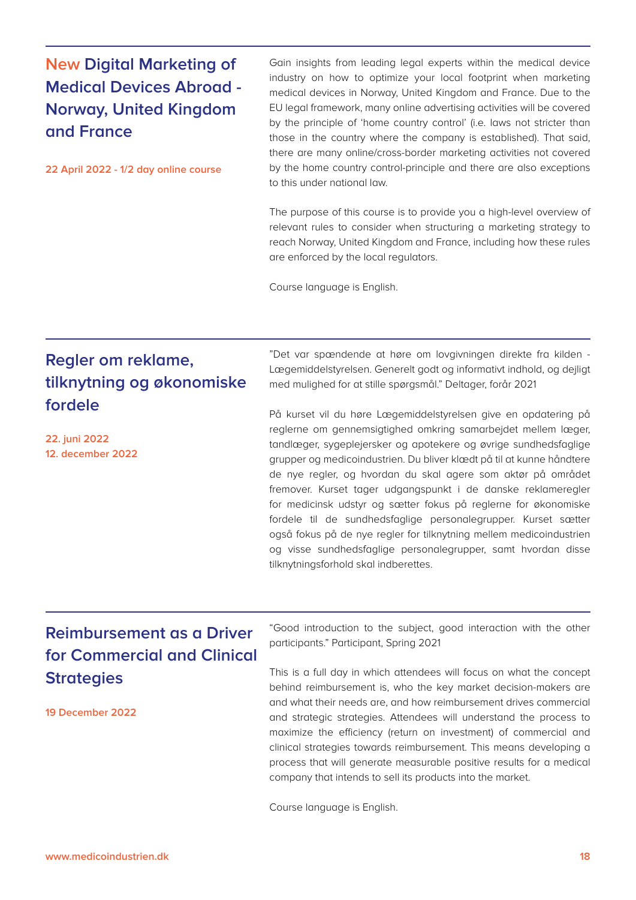## New Digital Marketing of Medical Devices Abroad - Norway, United Kingdom and France

**22 April 2022 - 1/2 day online course**

Gain insights from leading legal experts within the medical device industry on how to optimize your local footprint when marketing medical devices in Norway, United Kingdom and France. Due to the EU legal framework, many online advertising activities will be covered by the principle of 'home country control' (i.e. laws not stricter than those in the country where the company is established). That said, there are many online/cross-border marketing activities not covered by the home country control-principle and there are also exceptions to this under national law.

The purpose of this course is to provide you a high-level overview of relevant rules to consider when structuring a marketing strategy to reach Norway, United Kingdom and France, including how these rules are enforced by the local regulators.

Course language is English.

## Regler om reklame, tilknytning og økonomiske fordele

**22. juni 2022**
**12. december 2022**

"Det var spændende at høre om lovgivningen direkte fra kilden - Lægemiddelstyrelsen. Generelt godt og informativt indhold, og dejligt med mulighed for at stille spørgsmål." Deltager, forår 2021

På kurset vil du høre Lægemiddelstyrelsen give en opdatering på reglerne om gennemsigtighed omkring samarbejdet mellem læger, tandlæger, sygeplejersker og apotekere og øvrige sundhedsfaglige grupper og medicoindustrien. Du bliver klædt på til at kunne håndtere de nye regler, og hvordan du skal agere som aktør på området fremover. Kurset tager udgangspunkt i de danske reklameregler for medicinsk udstyr og sætter fokus på reglerne for økonomiske fordele til de sundhedsfaglige personalegrupper. Kurset sætter også fokus på de nye regler for tilknytning mellem medicoindustrien og visse sundhedsfaglige personalegrupper, samt hvordan disse tilknytningsforhold skal indberettes.

## Reimbursement as a Driver for Commercial and Clinical Strategies

**19 December 2022**

"Good introduction to the subject, good interaction with the other participants." Participant, Spring 2021

This is a full day in which attendees will focus on what the concept behind reimbursement is, who the key market decision-makers are and what their needs are, and how reimbursement drives commercial and strategic strategies. Attendees will understand the process to maximize the efficiency (return on investment) of commercial and clinical strategies towards reimbursement. This means developing a process that will generate measurable positive results for a medical company that intends to sell its products into the market.

Course language is English.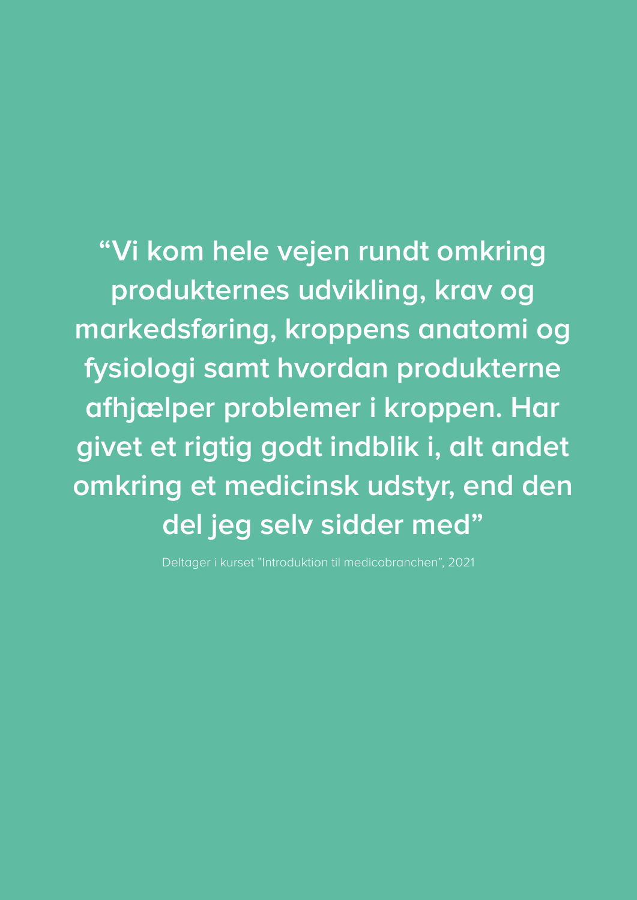**“Vi kom hele vejen rundt omkring produkternes udvikling, krav og markedsføring, kroppens anatomi og fysiologi samt hvordan produkterne afhjælper problemer i kroppen. Har givet et rigtig godt indblik i, alt andet omkring et medicinsk udstyr, end den del jeg selv sidder med”**

Deltager i kurset ”Introduktion til medicobranchen”, 2021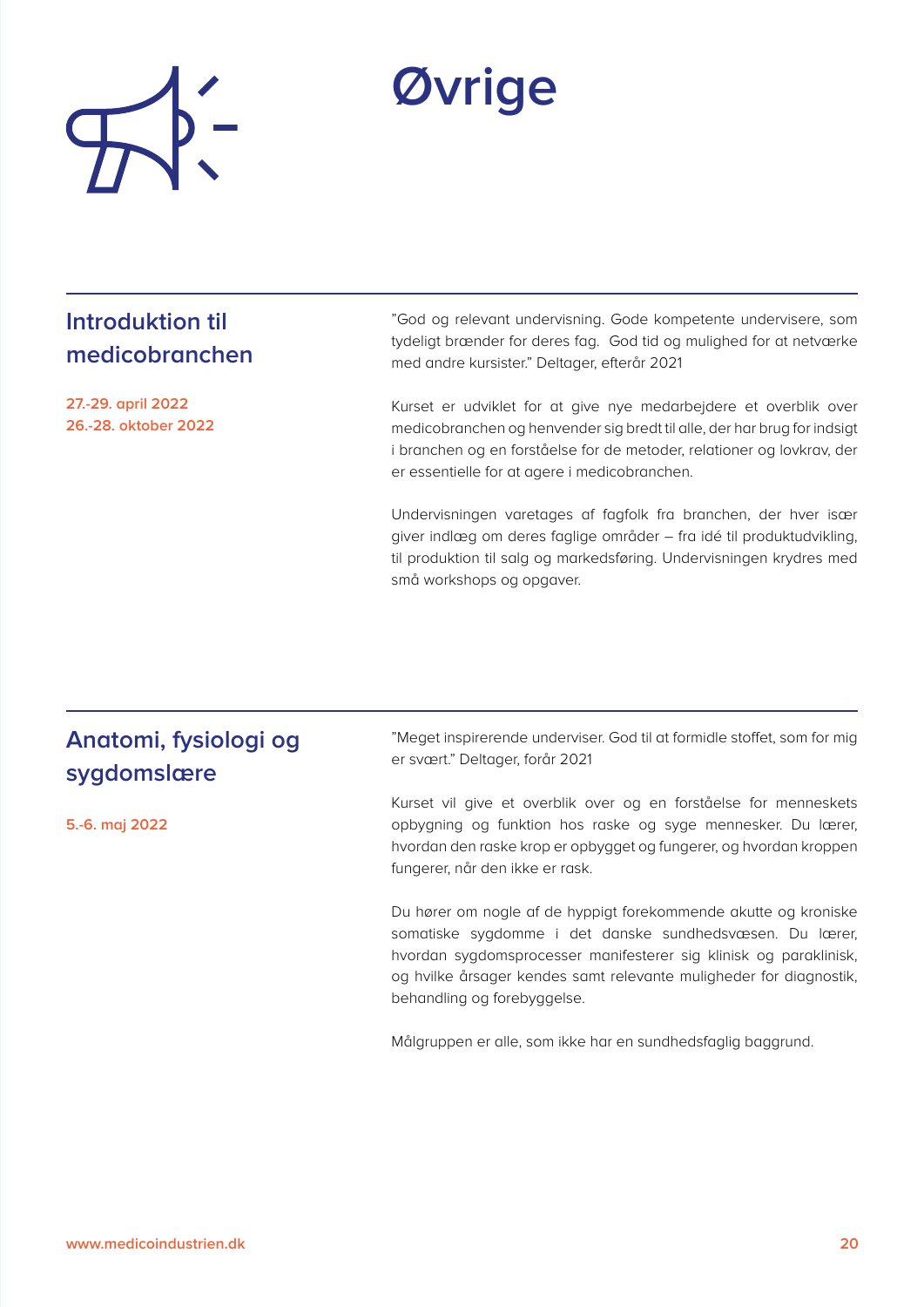# Øvrige

## Introduktion til medicobranchen

**27.-29. april 2022**
**26.-28. oktober 2022**

"God og relevant undervisning. Gode kompetente undervisere, som tydeligt brænder for deres fag.  God tid og mulighed for at netværke med andre kursister." Deltager, efterår 2021

Kurset er udviklet for at give nye medarbejdere et overblik over medicobranchen og henvender sig bredt til alle, der har brug for indsigt i branchen og en forståelse for de metoder, relationer og lovkrav, der er essentielle for at agere i medicobranchen.

Undervisningen varetages af fagfolk fra branchen, der hver især giver indlæg om deres faglige områder – fra idé til produktudvikling, til produktion til salg og markedsføring. Undervisningen krydres med små workshops og opgaver.

## Anatomi, fysiologi og sygdomslære

**5.-6. maj 2022**

"Meget inspirerende underviser. God til at formidle stoffet, som for mig er svært." Deltager, forår 2021

Kurset vil give et overblik over og en forståelse for menneskets opbygning og funktion hos raske og syge mennesker. Du lærer, hvordan den raske krop er opbygget og fungerer, og hvordan kroppen fungerer, når den ikke er rask.

Du hører om nogle af de hyppigt forekommende akutte og kroniske somatiske sygdomme i det danske sundhedsvæsen. Du lærer, hvordan sygdomsprocesser manifesterer sig klinisk og paraklinisk, og hvilke årsager kendes samt relevante muligheder for diagnostik, behandling og forebyggelse.

Målgruppen er alle, som ikke har en sundhedsfaglig baggrund.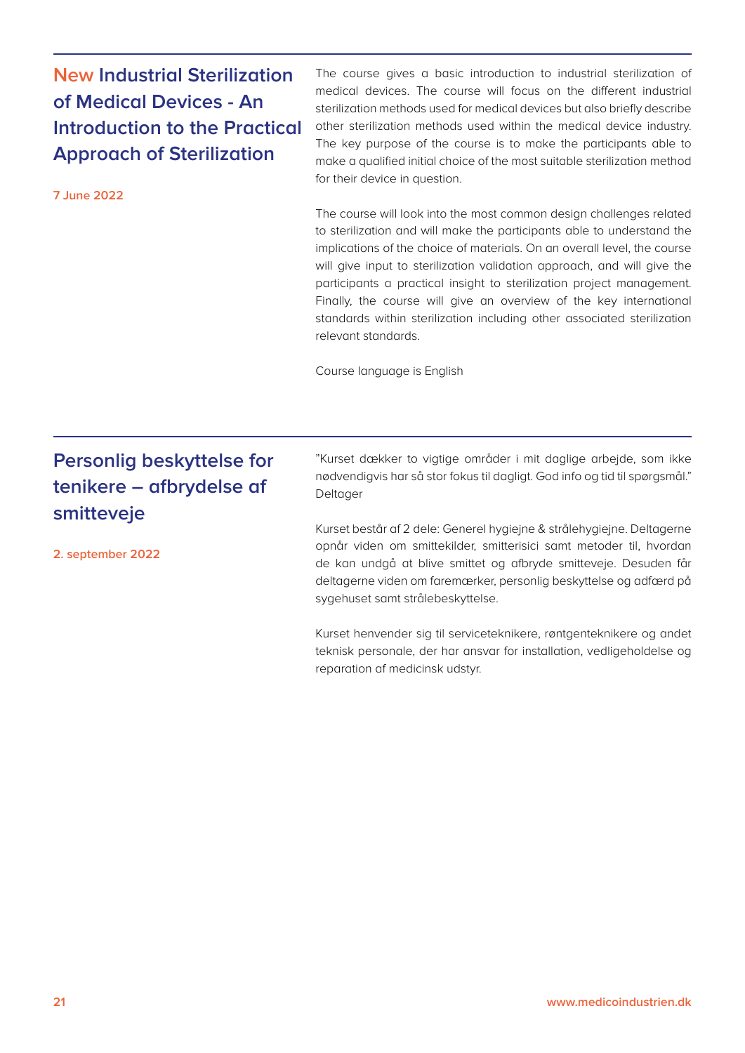## New Industrial Sterilization of Medical Devices - An Introduction to the Practical Approach of Sterilization

**7 June 2022**

The course gives a basic introduction to industrial sterilization of medical devices. The course will focus on the different industrial sterilization methods used for medical devices but also briefly describe other sterilization methods used within the medical device industry. The key purpose of the course is to make the participants able to make a qualified initial choice of the most suitable sterilization method for their device in question.

The course will look into the most common design challenges related to sterilization and will make the participants able to understand the implications of the choice of materials. On an overall level, the course will give input to sterilization validation approach, and will give the participants a practical insight to sterilization project management. Finally, the course will give an overview of the key international standards within sterilization including other associated sterilization relevant standards.

Course language is English

## Personlig beskyttelse for tenikere – afbrydelse af smitteveje

**2. september 2022**

"Kurset dækker to vigtige områder i mit daglige arbejde, som ikke nødvendigvis har så stor fokus til dagligt. God info og tid til spørgsmål." Deltager

Kurset består af 2 dele: Generel hygiejne & strålehygiejne. Deltagerne opnår viden om smittekilder, smitterisici samt metoder til, hvordan de kan undgå at blive smittet og afbryde smitteveje. Desuden får deltagerne viden om faremærker, personlig beskyttelse og adfærd på sygehuset samt strålebeskyttelse.

Kurset henvender sig til serviceteknikere, røntgenteknikere og andet teknisk personale, der har ansvar for installation, vedligeholdelse og reparation af medicinsk udstyr.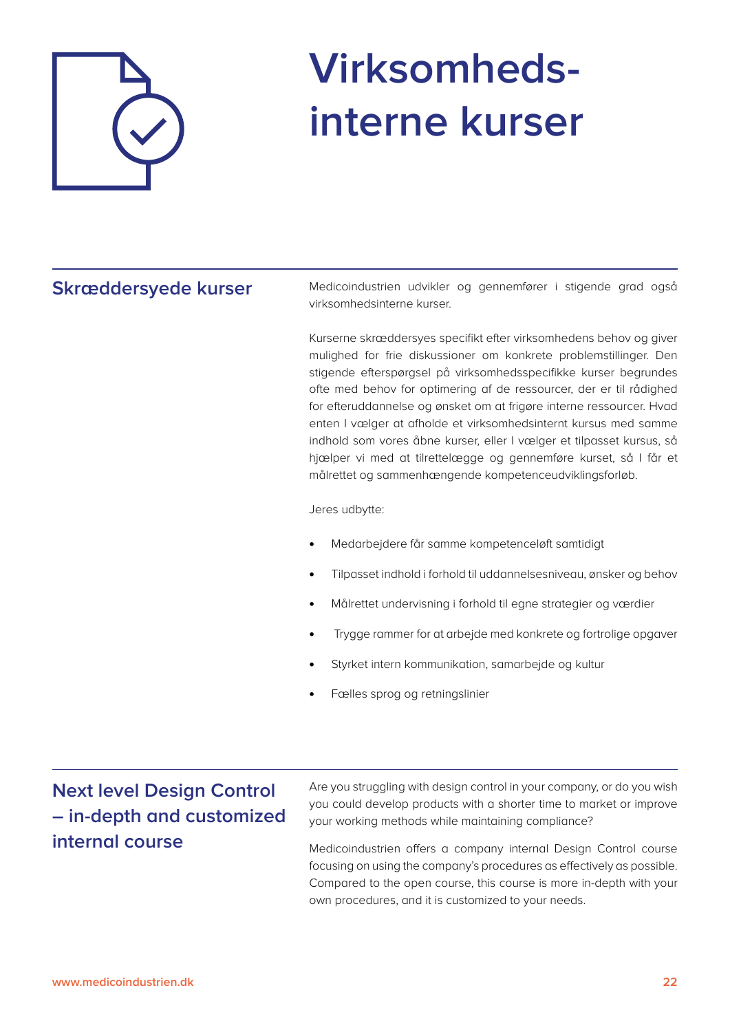# Virksomheds-interne kurser

## Skræddersyede kurser

Medicoindustrien udvikler og gennemfører i stigende grad også virksomhedsinterne kurser.

Kurserne skræddersyes specifikt efter virksomhedens behov og giver mulighed for frie diskussioner om konkrete problemstillinger. Den stigende efterspørgsel på virksomhedsspecifikke kurser begrundes ofte med behov for optimering af de ressourcer, der er til rådighed for efteruddannelse og ønsket om at frigøre interne ressourcer. Hvad enten I vælger at afholde et virksomhedsinternt kursus med samme indhold som vores åbne kurser, eller I vælger et tilpasset kursus, så hjælper vi med at tilrettelægge og gennemføre kurset, så I får et målrettet og sammenhængende kompetenceudviklingsforløb.

Jeres udbytte:

- Medarbejdere får samme kompetenceløft samtidigt
- Tilpasset indhold i forhold til uddannelsesniveau, ønsker og behov
- Målrettet undervisning i forhold til egne strategier og værdier
- Trygge rammer for at arbejde med konkrete og fortrolige opgaver
- Styrket intern kommunikation, samarbejde og kultur
- Fælles sprog og retningslinier

## Next level Design Control – in-depth and customized internal course

Are you struggling with design control in your company, or do you wish you could develop products with a shorter time to market or improve your working methods while maintaining compliance?

Medicoindustrien offers a company internal Design Control course focusing on using the company's procedures as effectively as possible. Compared to the open course, this course is more in-depth with your own procedures, and it is customized to your needs.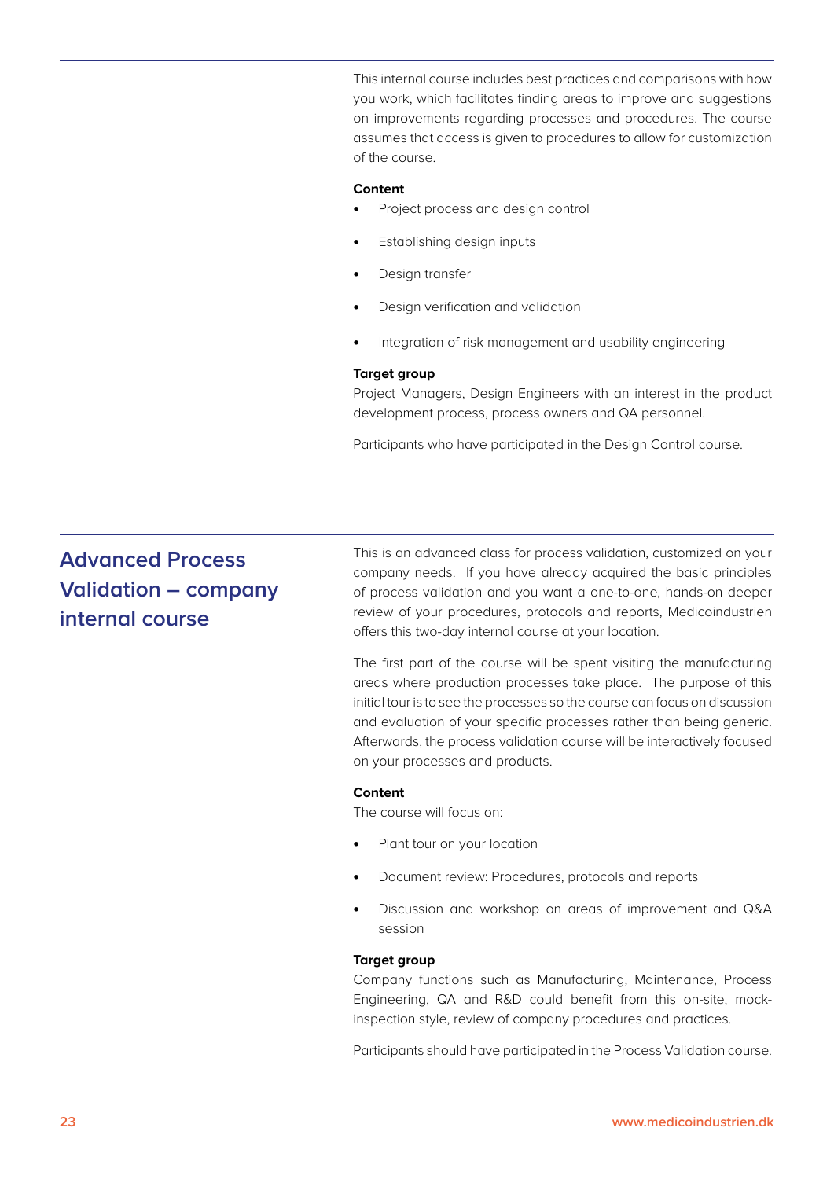This internal course includes best practices and comparisons with how you work, which facilitates finding areas to improve and suggestions on improvements regarding processes and procedures. The course assumes that access is given to procedures to allow for customization of the course.

**Content**

- Project process and design control
- Establishing design inputs
- Design transfer
- Design verification and validation
- Integration of risk management and usability engineering

**Target group**

Project Managers, Design Engineers with an interest in the product development process, process owners and QA personnel.

Participants who have participated in the Design Control course.

## Advanced Process Validation – company internal course

This is an advanced class for process validation, customized on your company needs. If you have already acquired the basic principles of process validation and you want a one-to-one, hands-on deeper review of your procedures, protocols and reports, Medicoindustrien offers this two-day internal course at your location.

The first part of the course will be spent visiting the manufacturing areas where production processes take place. The purpose of this initial tour is to see the processes so the course can focus on discussion and evaluation of your specific processes rather than being generic. Afterwards, the process validation course will be interactively focused on your processes and products.

**Content**

The course will focus on:

- Plant tour on your location
- Document review: Procedures, protocols and reports
- Discussion and workshop on areas of improvement and Q&A session

**Target group**

Company functions such as Manufacturing, Maintenance, Process Engineering, QA and R&D could benefit from this on-site, mock-inspection style, review of company procedures and practices.

Participants should have participated in the Process Validation course.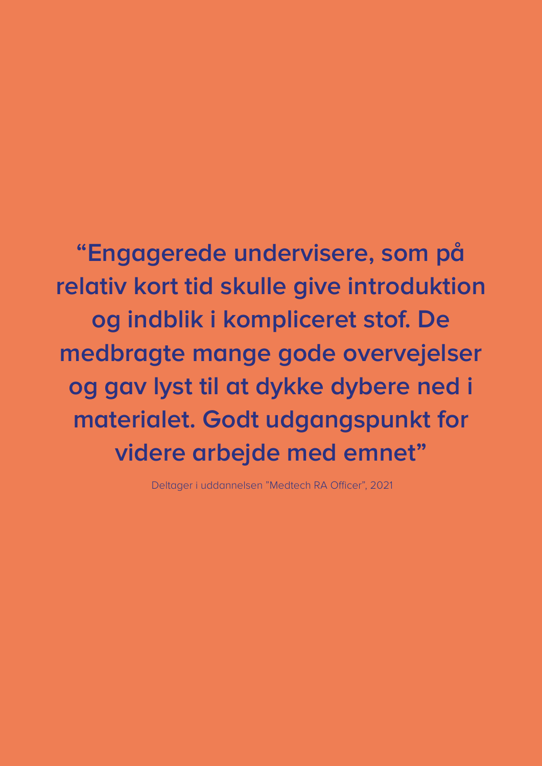**“Engagerede undervisere, som på relativ kort tid skulle give introduktion og indblik i kompliceret stof. De medbragte mange gode overvejelser og gav lyst til at dykke dybere ned i materialet. Godt udgangspunkt for videre arbejde med emnet”**

Deltager i uddannelsen ”Medtech RA Officer”, 2021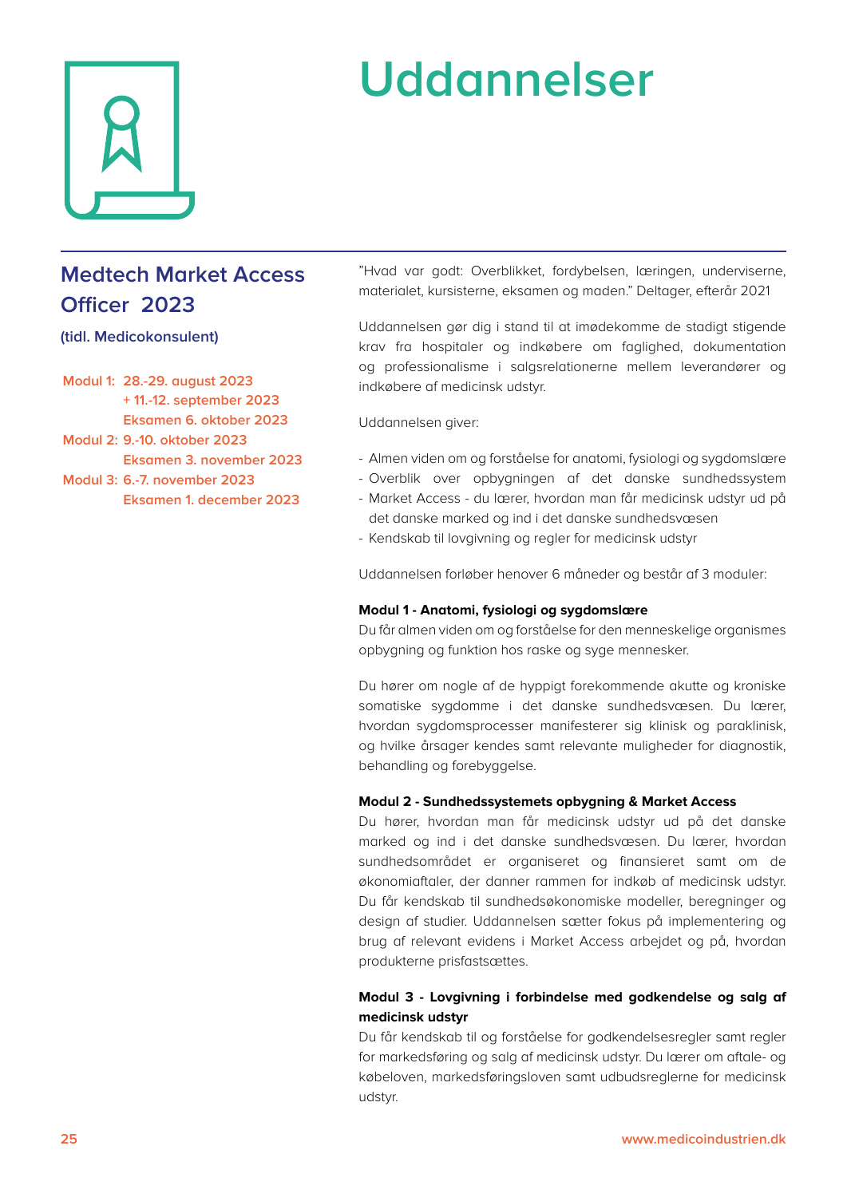# Uddannelser

## Medtech Market Access Officer 2023

**(tidl. Medicokonsulent)**

Modul 1: 28.-29. august 2023
+ 11.-12. september 2023
Eksamen 6. oktober 2023

Modul 2: 9.-10. oktober 2023
Eksamen 3. november 2023

Modul 3: 6.-7. november 2023
Eksamen 1. december 2023

"Hvad var godt: Overblikket, fordybelsen, læringen, underviserne, materialet, kursisterne, eksamen og maden." Deltager, efterår 2021

Uddannelsen gør dig i stand til at imødekomme de stadigt stigende krav fra hospitaler og indkøbere om faglighed, dokumentation og professionalisme i salgsrelationerne mellem leverandører og indkøbere af medicinsk udstyr.

Uddannelsen giver:

- Almen viden om og forståelse for anatomi, fysiologi og sygdomslære
- Overblik over opbygningen af det danske sundhedssystem
- Market Access - du lærer, hvordan man får medicinsk udstyr ud på det danske marked og ind i det danske sundhedsvæsen
- Kendskab til lovgivning og regler for medicinsk udstyr

Uddannelsen forløber henover 6 måneder og består af 3 moduler:

**Modul 1 - Anatomi, fysiologi og sygdomslære**
Du får almen viden om og forståelse for den menneskelige organismes opbygning og funktion hos raske og syge mennesker.

Du hører om nogle af de hyppigt forekommende akutte og kroniske somatiske sygdomme i det danske sundhedsvæsen. Du lærer, hvordan sygdomsprocesser manifesterer sig klinisk og paraklinisk, og hvilke årsager kendes samt relevante muligheder for diagnostik, behandling og forebyggelse.

**Modul 2 - Sundhedssystemets opbygning & Market Access**
Du hører, hvordan man får medicinsk udstyr ud på det danske marked og ind i det danske sundhedsvæsen. Du lærer, hvordan sundhedsområdet er organiseret og finansieret samt om de økonomiaftaler, der danner rammen for indkøb af medicinsk udstyr. Du får kendskab til sundhedsøkonomiske modeller, beregninger og design af studier. Uddannelsen sætter fokus på implementering og brug af relevant evidens i Market Access arbejdet og på, hvordan produkterne prisfastsættes.

**Modul 3 - Lovgivning i forbindelse med godkendelse og salg af medicinsk udstyr**
Du får kendskab til og forståelse for godkendelsesregler samt regler for markedsføring og salg af medicinsk udstyr. Du lærer om aftale- og købeloven, markedsføringsloven samt udbudsreglerne for medicinsk udstyr.

www.medicoindustrien.dk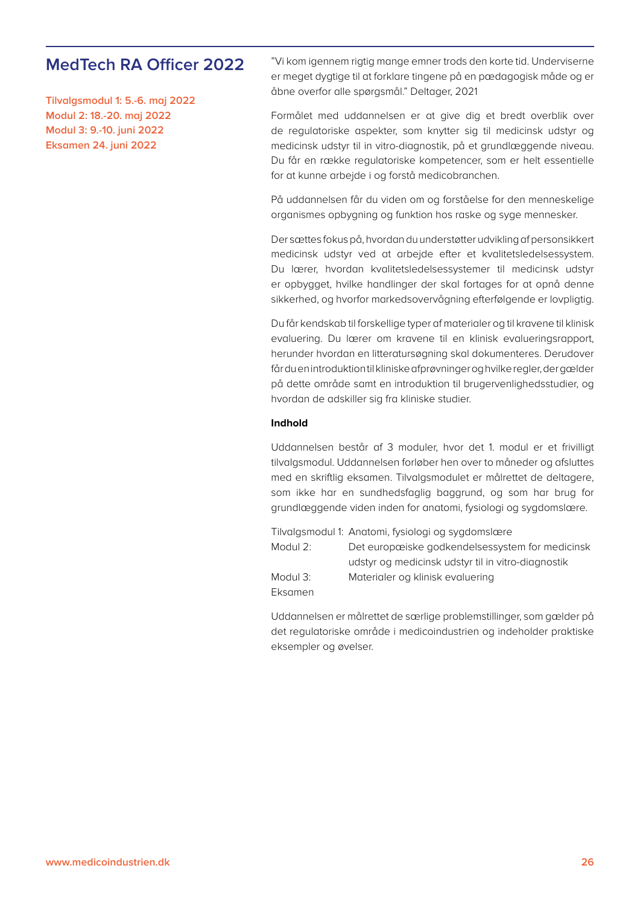# MedTech RA Officer 2022

**Tilvalgsmodul 1: 5.-6. maj 2022**
**Modul 2: 18.-20. maj 2022**
**Modul 3: 9.-10. juni 2022**
**Eksamen 24. juni 2022**

"Vi kom igennem rigtig mange emner trods den korte tid. Underviserne er meget dygtige til at forklare tingene på en pædagogisk måde og er åbne overfor alle spørgsmål." Deltager, 2021

Formålet med uddannelsen er at give dig et bredt overblik over de regulatoriske aspekter, som knytter sig til medicinsk udstyr og medicinsk udstyr til in vitro-diagnostik, på et grundlæggende niveau. Du får en række regulatoriske kompetencer, som er helt essentielle for at kunne arbejde i og forstå medicobranchen.

På uddannelsen får du viden om og forståelse for den menneskelige organismes opbygning og funktion hos raske og syge mennesker.

Der sættes fokus på, hvordan du understøtter udvikling af personsikkert medicinsk udstyr ved at arbejde efter et kvalitetsledelsessystem. Du lærer, hvordan kvalitetsledelsessystemer til medicinsk udstyr er opbygget, hvilke handlinger der skal fortages for at opnå denne sikkerhed, og hvorfor markedsovervågning efterfølgende er lovpligtig.

Du får kendskab til forskellige typer af materialer og til kravene til klinisk evaluering. Du lærer om kravene til en klinisk evalueringsrapport, herunder hvordan en litteratursøgning skal dokumenteres. Derudover får du en introduktion til kliniske afprøvninger og hvilke regler, der gælder på dette område samt en introduktion til brugervenlighedsstudier, og hvordan de adskiller sig fra kliniske studier.

**Indhold**

Uddannelsen består af 3 moduler, hvor det 1. modul er et frivilligt tilvalgsmodul. Uddannelsen forløber hen over to måneder og afsluttes med en skriftlig eksamen. Tilvalgsmodulet er målrettet de deltagere, som ikke har en sundhedsfaglig baggrund, og som har brug for grundlæggende viden inden for anatomi, fysiologi og sygdomslære.

| | |
|---|---|
| Tilvalgsmodul 1: | Anatomi, fysiologi og sygdomslære |
| Modul 2: | Det europæiske godkendelsessystem for medicinsk udstyr og medicinsk udstyr til in vitro-diagnostik |
| Modul 3: | Materialer og klinisk evaluering |
| Eksamen | |

Uddannelsen er målrettet de særlige problemstillinger, som gælder på det regulatoriske område i medicoindustrien og indeholder praktiske eksempler og øvelser.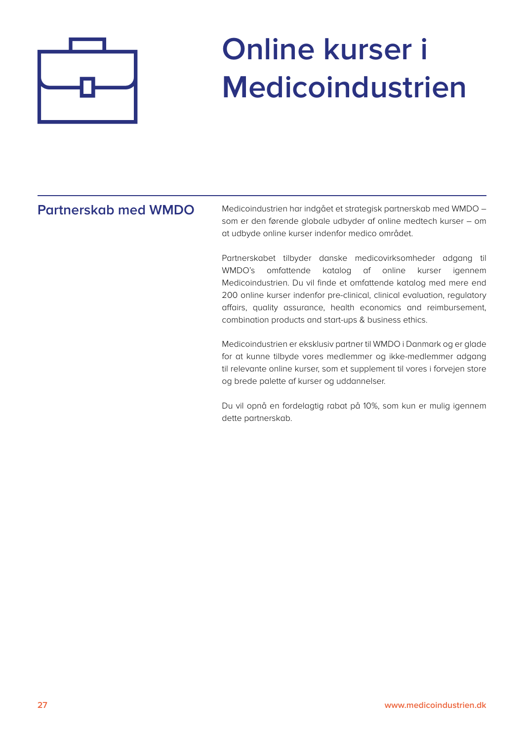# Online kurser i Medicoindustrien

## Partnerskab med WMDO

Medicoindustrien har indgået et strategisk partnerskab med WMDO – som er den førende globale udbyder af online medtech kurser – om at udbyde online kurser indenfor medico området.

Partnerskabet tilbyder danske medicovirksomheder adgang til WMDO's omfattende katalog af online kurser igennem Medicoindustrien. Du vil finde et omfattende katalog med mere end 200 online kurser indenfor pre-clinical, clinical evaluation, regulatory affairs, quality assurance, health economics and reimbursement, combination products and start-ups & business ethics.

Medicoindustrien er eksklusiv partner til WMDO i Danmark og er glade for at kunne tilbyde vores medlemmer og ikke-medlemmer adgang til relevante online kurser, som et supplement til vores i forvejen store og brede palette af kurser og uddannelser.

Du vil opnå en fordelagtig rabat på 10%, som kun er mulig igennem dette partnerskab.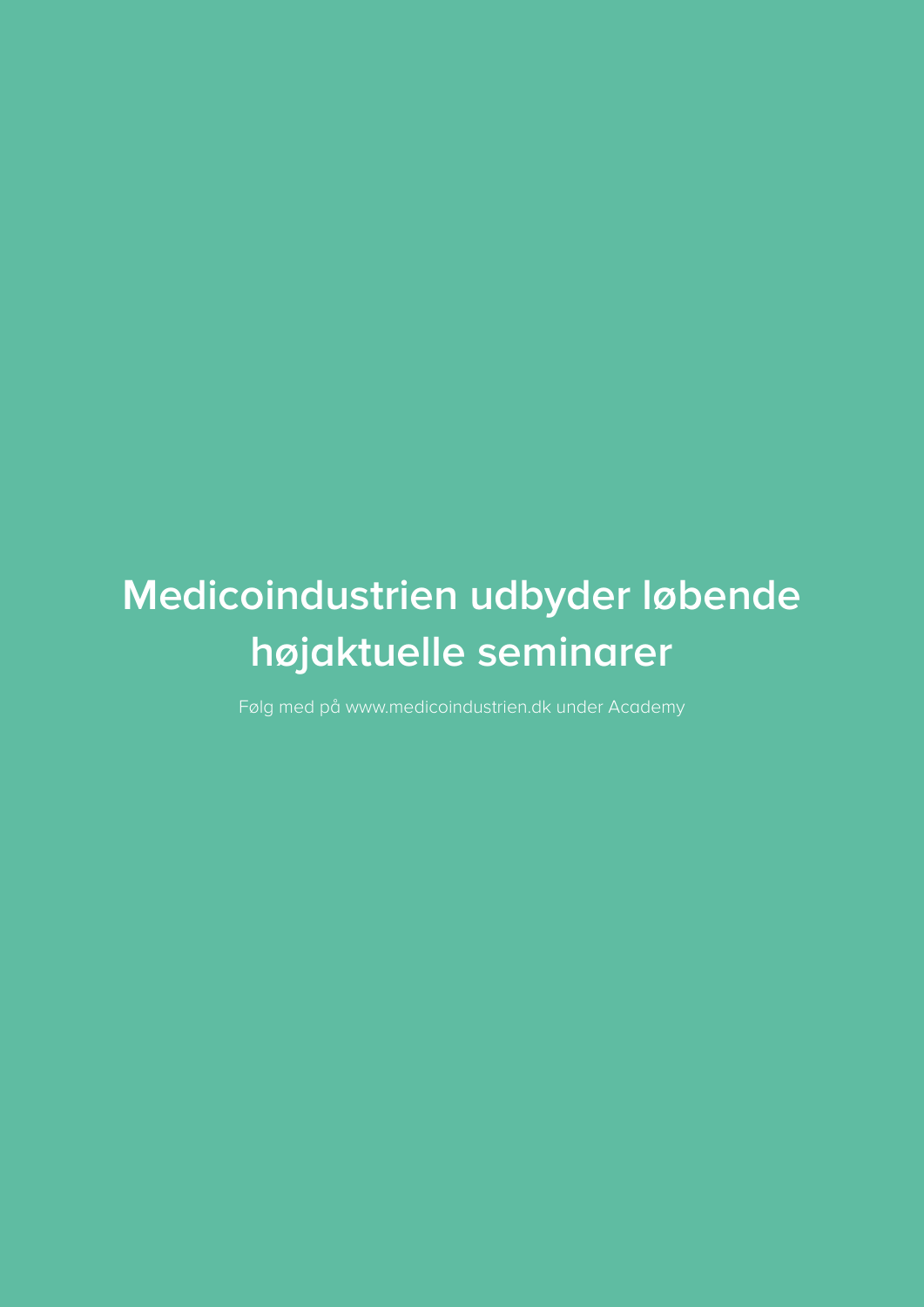# Medicoindustrien udbyder løbende højaktuelle seminarer

Følg med på www.medicoindustrien.dk under Academy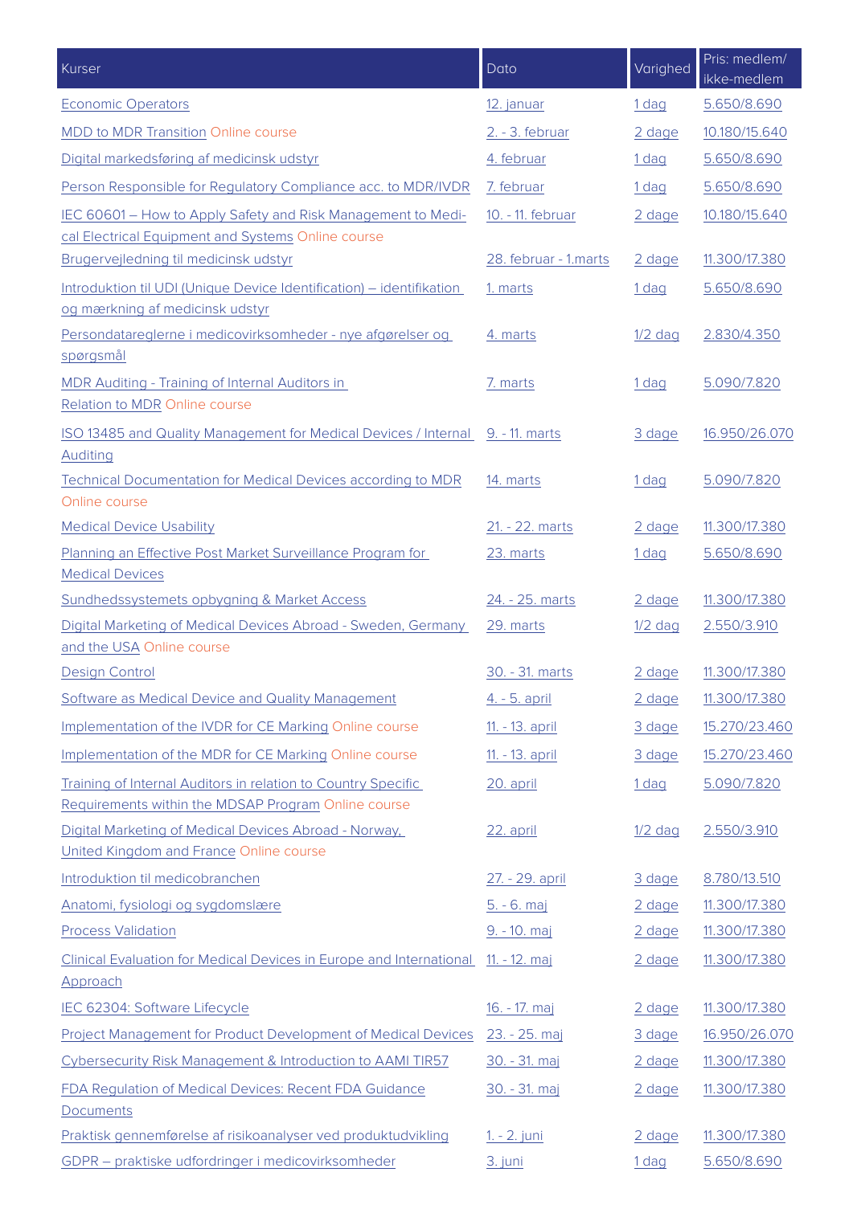| Kurser | Dato | Varighed | Pris: medlem/ ikke-medlem |
|---|---|---|---|
| Economic Operators | 12. januar | 1 dag | 5.650/8.690 |
| MDD to MDR Transition Online course | 2. - 3. februar | 2 dage | 10.180/15.640 |
| Digital markedsføring af medicinsk udstyr | 4. februar | 1 dag | 5.650/8.690 |
| Person Responsible for Regulatory Compliance acc. to MDR/IVDR | 7. februar | 1 dag | 5.650/8.690 |
| IEC 60601 – How to Apply Safety and Risk Management to Medical Electrical Equipment and Systems Online course | 10. - 11. februar | 2 dage | 10.180/15.640 |
| Brugervejledning til medicinsk udstyr | 28. februar - 1.marts | 2 dage | 11.300/17.380 |
| Introduktion til UDI (Unique Device Identification) – identifikation og mærkning af medicinsk udstyr | 1. marts | 1 dag | 5.650/8.690 |
| Persondatareglerne i medicovirksomheder - nye afgørelser og spørgsmål | 4. marts | 1/2 dag | 2.830/4.350 |
| MDR Auditing - Training of Internal Auditors in Relation to MDR Online course | 7. marts | 1 dag | 5.090/7.820 |
| ISO 13485 and Quality Management for Medical Devices / Internal Auditing | 9. - 11. marts | 3 dage | 16.950/26.070 |
| Technical Documentation for Medical Devices according to MDR Online course | 14. marts | 1 dag | 5.090/7.820 |
| Medical Device Usability | 21. - 22. marts | 2 dage | 11.300/17.380 |
| Planning an Effective Post Market Surveillance Program for Medical Devices | 23. marts | 1 dag | 5.650/8.690 |
| Sundhedssystemets opbygning & Market Access | 24. - 25. marts | 2 dage | 11.300/17.380 |
| Digital Marketing of Medical Devices Abroad - Sweden, Germany and the USA Online course | 29. marts | 1/2 dag | 2.550/3.910 |
| Design Control | 30. - 31. marts | 2 dage | 11.300/17.380 |
| Software as Medical Device and Quality Management | 4. - 5. april | 2 dage | 11.300/17.380 |
| Implementation of the IVDR for CE Marking Online course | 11. - 13. april | 3 dage | 15.270/23.460 |
| Implementation of the MDR for CE Marking Online course | 11. - 13. april | 3 dage | 15.270/23.460 |
| Training of Internal Auditors in relation to Country Specific Requirements within the MDSAP Program Online course | 20. april | 1 dag | 5.090/7.820 |
| Digital Marketing of Medical Devices Abroad - Norway, United Kingdom and France Online course | 22. april | 1/2 dag | 2.550/3.910 |
| Introduktion til medicobranchen | 27. - 29. april | 3 dage | 8.780/13.510 |
| Anatomi, fysiologi og sygdomslære | 5. - 6. maj | 2 dage | 11.300/17.380 |
| Process Validation | 9. - 10. maj | 2 dage | 11.300/17.380 |
| Clinical Evaluation for Medical Devices in Europe and International Approach | 11. - 12. maj | 2 dage | 11.300/17.380 |
| IEC 62304: Software Lifecycle | 16. - 17. maj | 2 dage | 11.300/17.380 |
| Project Management for Product Development of Medical Devices | 23. - 25. maj | 3 dage | 16.950/26.070 |
| Cybersecurity Risk Management & Introduction to AAMI TIR57 | 30. - 31. maj | 2 dage | 11.300/17.380 |
| FDA Regulation of Medical Devices: Recent FDA Guidance Documents | 30. - 31. maj | 2 dage | 11.300/17.380 |
| Praktisk gennemførelse af risikoanalyser ved produktudvikling | 1. - 2. juni | 2 dage | 11.300/17.380 |
| GDPR – praktiske udfordringer i medicovirksomheder | 3. juni | 1 dag | 5.650/8.690 |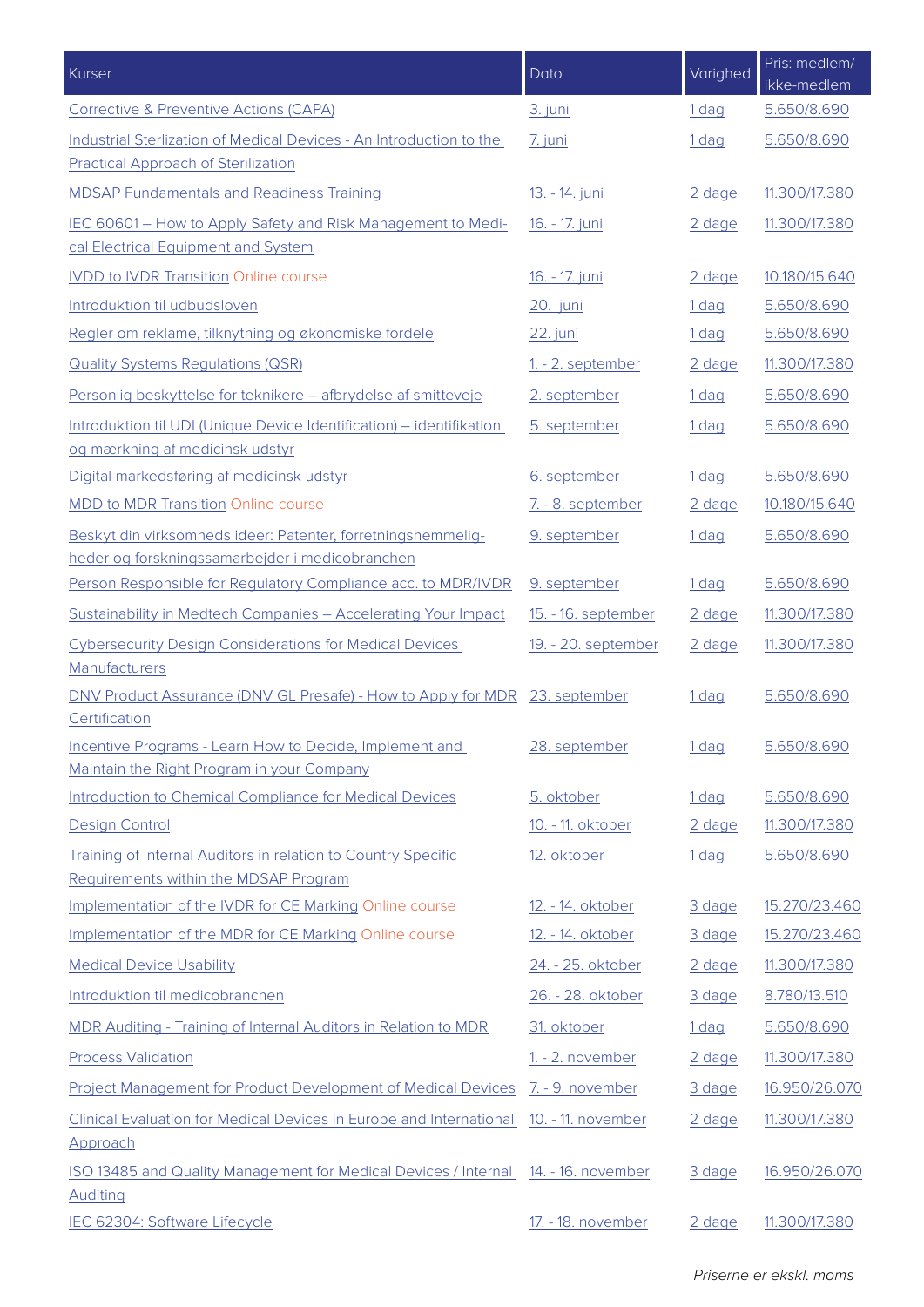| Kurser | Dato | Varighed | Pris: medlem/ ikke-medlem |
|---|---|---|---|
| Corrective & Preventive Actions (CAPA) | 3. juni | 1 dag | 5.650/8.690 |
| Industrial Sterlization of Medical Devices - An Introduction to the Practical Approach of Sterilization | 7. juni | 1 dag | 5.650/8.690 |
| MDSAP Fundamentals and Readiness Training | 13. - 14. juni | 2 dage | 11.300/17.380 |
| IEC 60601 – How to Apply Safety and Risk Management to Medical Electrical Equipment and System | 16. - 17. juni | 2 dage | 11.300/17.380 |
| IVDD to IVDR Transition Online course | 16. - 17. juni | 2 dage | 10.180/15.640 |
| Introduktion til udbudsloven | 20. juni | 1 dag | 5.650/8.690 |
| Regler om reklame, tilknytning og økonomiske fordele | 22. juni | 1 dag | 5.650/8.690 |
| Quality Systems Regulations (QSR) | 1. - 2. september | 2 dage | 11.300/17.380 |
| Personlig beskyttelse for teknikere – afbrydelse af smitteveje | 2. september | 1 dag | 5.650/8.690 |
| Introduktion til UDI (Unique Device Identification) – identifikation og mærkning af medicinsk udstyr | 5. september | 1 dag | 5.650/8.690 |
| Digital markedsføring af medicinsk udstyr | 6. september | 1 dag | 5.650/8.690 |
| MDD to MDR Transition Online course | 7. - 8. september | 2 dage | 10.180/15.640 |
| Beskyt din virksomheds ideer: Patenter, forretningshemmeligheder og forskningssamarbejder i medicobranchen | 9. september | 1 dag | 5.650/8.690 |
| Person Responsible for Regulatory Compliance acc. to MDR/IVDR | 9. september | 1 dag | 5.650/8.690 |
| Sustainability in Medtech Companies – Accelerating Your Impact | 15. - 16. september | 2 dage | 11.300/17.380 |
| Cybersecurity Design Considerations for Medical Devices Manufacturers | 19. - 20. september | 2 dage | 11.300/17.380 |
| DNV Product Assurance (DNV GL Presafe) - How to Apply for MDR Certification | 23. september | 1 dag | 5.650/8.690 |
| Incentive Programs - Learn How to Decide, Implement and Maintain the Right Program in your Company | 28. september | 1 dag | 5.650/8.690 |
| Introduction to Chemical Compliance for Medical Devices | 5. oktober | 1 dag | 5.650/8.690 |
| Design Control | 10. - 11. oktober | 2 dage | 11.300/17.380 |
| Training of Internal Auditors in relation to Country Specific Requirements within the MDSAP Program | 12. oktober | 1 dag | 5.650/8.690 |
| Implementation of the IVDR for CE Marking Online course | 12. - 14. oktober | 3 dage | 15.270/23.460 |
| Implementation of the MDR for CE Marking Online course | 12. - 14. oktober | 3 dage | 15.270/23.460 |
| Medical Device Usability | 24. - 25. oktober | 2 dage | 11.300/17.380 |
| Introduktion til medicobranchen | 26. - 28. oktober | 3 dage | 8.780/13.510 |
| MDR Auditing - Training of Internal Auditors in Relation to MDR | 31. oktober | 1 dag | 5.650/8.690 |
| Process Validation | 1. - 2. november | 2 dage | 11.300/17.380 |
| Project Management for Product Development of Medical Devices | 7. - 9. november | 3 dage | 16.950/26.070 |
| Clinical Evaluation for Medical Devices in Europe and International Approach | 10. - 11. november | 2 dage | 11.300/17.380 |
| ISO 13485 and Quality Management for Medical Devices / Internal Auditing | 14. - 16. november | 3 dage | 16.950/26.070 |
| IEC 62304: Software Lifecycle | 17. - 18. november | 2 dage | 11.300/17.380 |

*Priserne er ekskl. moms*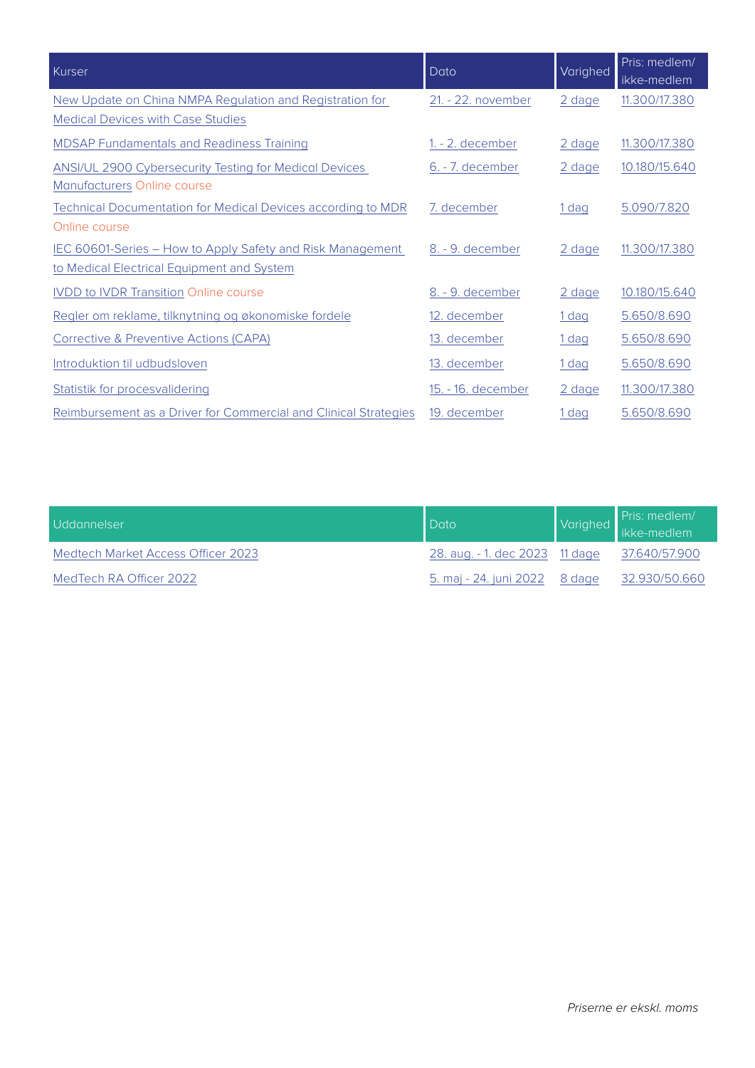| Kurser | Dato | Varighed | Pris: medlem/ ikke-medlem |
|---|---|---|---|
| New Update on China NMPA Regulation and Registration for Medical Devices with Case Studies | 21. - 22. november | 2 dage | 11.300/17.380 |
| MDSAP Fundamentals and Readiness Training | 1. - 2. december | 2 dage | 11.300/17.380 |
| ANSI/UL 2900 Cybersecurity Testing for Medical Devices Manufacturers Online course | 6. - 7. december | 2 dage | 10.180/15.640 |
| Technical Documentation for Medical Devices according to MDR Online course | 7. december | 1 dag | 5.090/7.820 |
| IEC 60601-Series – How to Apply Safety and Risk Management to Medical Electrical Equipment and System | 8. - 9. december | 2 dage | 11.300/17.380 |
| IVDD to IVDR Transition Online course | 8. - 9. december | 2 dage | 10.180/15.640 |
| Regler om reklame, tilknytning og økonomiske fordele | 12. december | 1 dag | 5.650/8.690 |
| Corrective & Preventive Actions (CAPA) | 13. december | 1 dag | 5.650/8.690 |
| Introduktion til udbudsloven | 13. december | 1 dag | 5.650/8.690 |
| Statistik for procesvalidering | 15. - 16. december | 2 dage | 11.300/17.380 |
| Reimbursement as a Driver for Commercial and Clinical Strategies | 19. december | 1 dag | 5.650/8.690 |

| Uddannelser | Dato | Varighed | Pris: medlem/ ikke-medlem |
|---|---|---|---|
| Medtech Market Access Officer 2023 | 28. aug. - 1. dec 2023 | 11 dage | 37.640/57.900 |
| MedTech RA Officer 2022 | 5. maj - 24. juni 2022 | 8 dage | 32.930/50.660 |

*Priserne er ekskl. moms*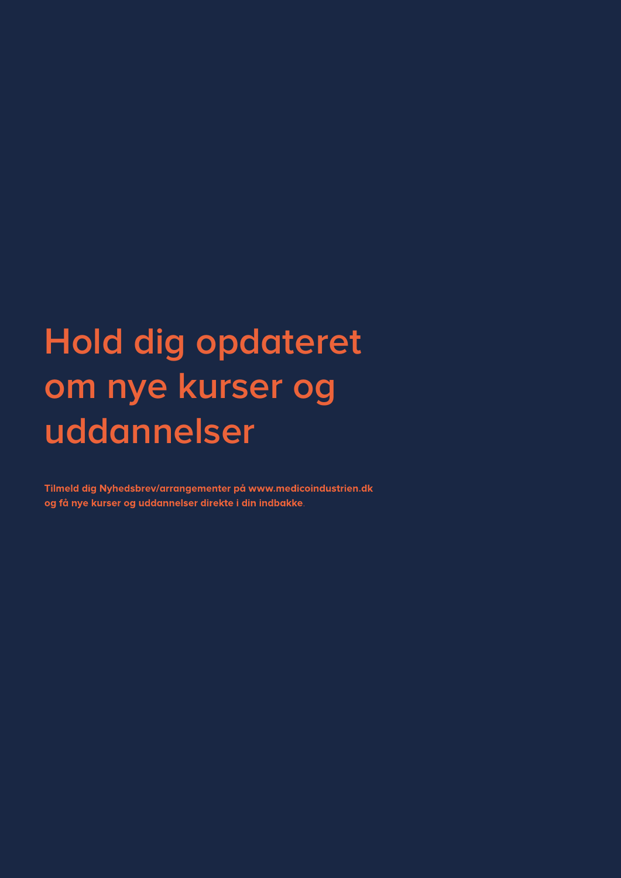# Hold dig opdateret om nye kurser og uddannelser

**Tilmeld dig Nyhedsbrev/arrangementer på www.medicoindustrien.dk og få nye kurser og uddannelser direkte i din indbakke**.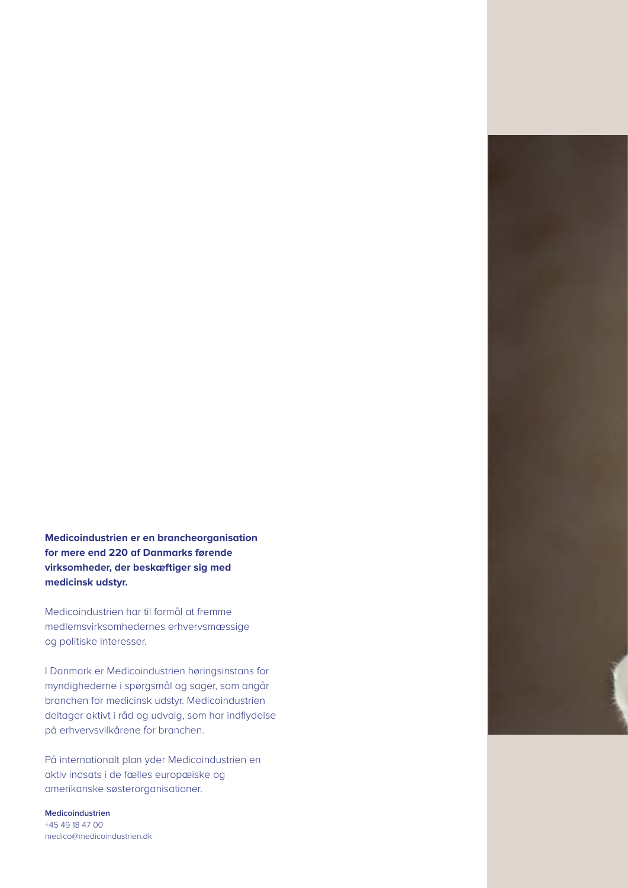**Medicoindustrien er en brancheorganisation for mere end 220 af Danmarks førende virksomheder, der beskæftiger sig med medicinsk udstyr.**

Medicoindustrien har til formål at fremme medlemsvirksomhedernes erhvervsmæssige og politiske interesser.

I Danmark er Medicoindustrien høringsinstans for myndighederne i spørgsmål og sager, som angår branchen for medicinsk udstyr. Medicoindustrien deltager aktivt i råd og udvalg, som har indflydelse på erhvervsvilkårene for branchen.

På internationalt plan yder Medicoindustrien en aktiv indsats i de fælles europæiske og amerikanske søsterorganisationer.

**Medicoindustrien**
+45 49 18 47 00
medico@medicoindustrien.dk